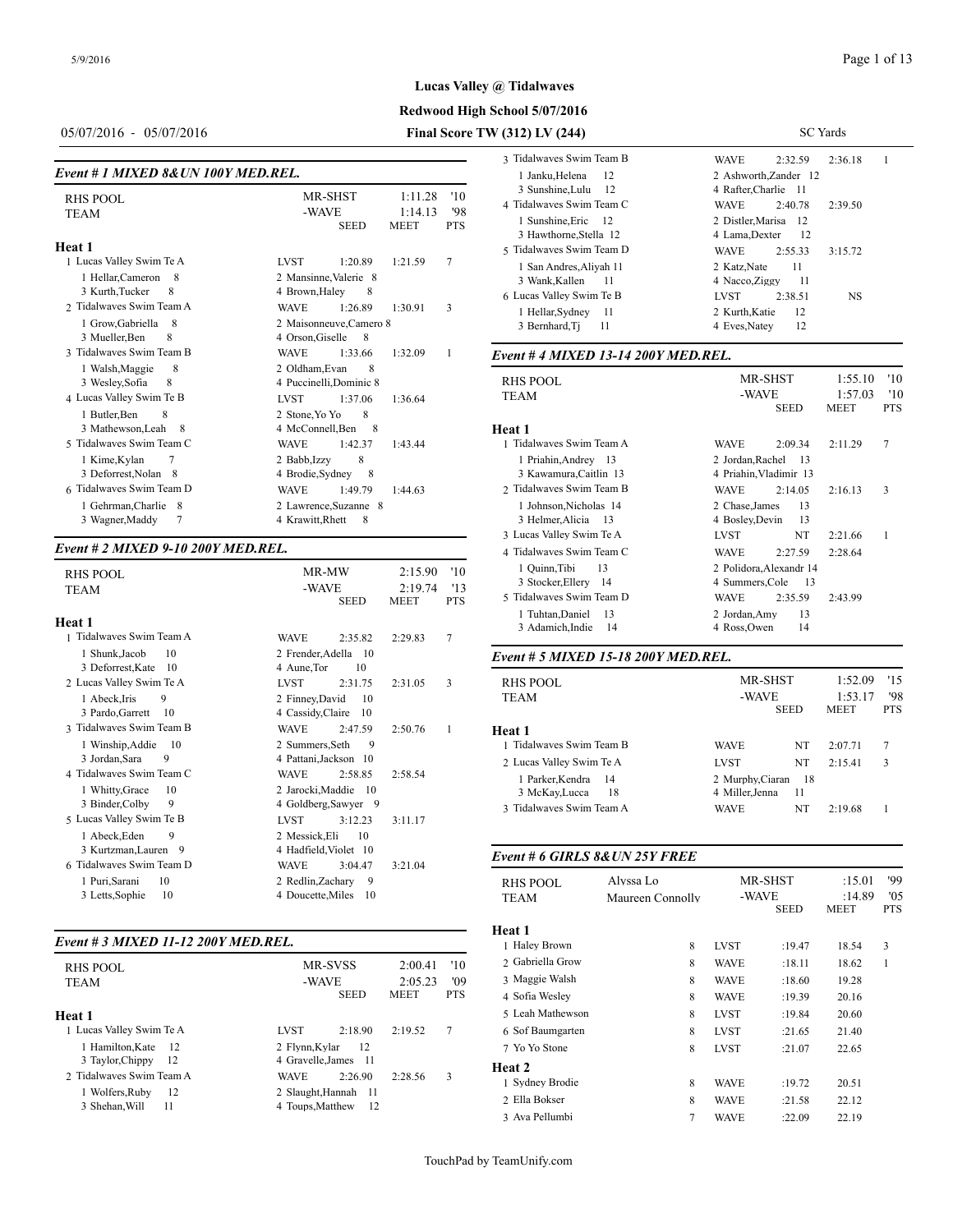# Lucas Valley @ Tidalwaves

**Redwood High School 5/07/2016**

05/07/2016 - 05/07/2016 — **Final Score TW (312) LV (244)** — SC Yards

### Event # 1 MIXED 8&UN 100Y MED.REL.

RHS POOL — MR-SHST 1:11.28 '10
TEAM — -WAVE 1:14.13 '98

| Heat 1 | Team | SEED | MEET | PTS |
|---|---|---|---|---|
| 1 Lucas Valley Swim Te A | LVST | 1:20.89 | 1:21.59 | 7 |
| 1 Hellar,Cameron 8; 2 Mansinne,Valerie 8; 3 Kurth,Tucker 8; 4 Brown,Haley 8 | | | | |
| 2 Tidalwaves Swim Team A | WAVE | 1:26.89 | 1:30.91 | 3 |
| 1 Grow,Gabriella 8; 2 Maisonneuve,Camero 8; 3 Mueller,Ben 8; 4 Orson,Giselle 8 | | | | |
| 3 Tidalwaves Swim Team B | WAVE | 1:33.66 | 1:32.09 | 1 |
| 1 Walsh,Maggie 8; 2 Oldham,Evan 8; 3 Wesley,Sofia 8; 4 Puccinelli,Dominic 8 | | | | |
| 4 Lucas Valley Swim Te B | LVST | 1:37.06 | 1:36.64 | |
| 1 Butler,Ben 8; 2 Stone,Yo Yo 8; 3 Mathewson,Leah 8; 4 McConnell,Ben 8 | | | | |
| 5 Tidalwaves Swim Team C | WAVE | 1:42.37 | 1:43.44 | |
| 1 Kime,Kylan 7; 2 Babb,Izzy 8; 3 Deforrest,Nolan 8; 4 Brodie,Sydney 8 | | | | |
| 6 Tidalwaves Swim Team D | WAVE | 1:49.79 | 1:44.63 | |
| 1 Gehrman,Charlie 8; 2 Lawrence,Suzanne 8; 3 Wagner,Maddy 7; 4 Krawitt,Rhett 8 | | | | |

### Event # 2 MIXED 9-10 200Y MED.REL.

RHS POOL — MR-MW 2:15.90 '10
TEAM — -WAVE 2:19.74 '13

| Heat 1 | Team | SEED | MEET | PTS |
|---|---|---|---|---|
| 1 Tidalwaves Swim Team A | WAVE | 2:35.82 | 2:29.83 | 7 |
| 1 Shunk,Jacob 10; 2 Frender,Adella 10; 3 Deforrest,Kate 10; 4 Aune,Tor 10 | | | | |
| 2 Lucas Valley Swim Te A | LVST | 2:31.75 | 2:31.05 | 3 |
| 1 Abeck,Iris 9; 2 Finney,David 10; 3 Pardo,Garrett 10; 4 Cassidy,Claire 10 | | | | |
| 3 Tidalwaves Swim Team B | WAVE | 2:47.59 | 2:50.76 | 1 |
| 1 Winship,Addie 10; 2 Summers,Seth 9; 3 Jordan,Sara 9; 4 Pattani,Jackson 10 | | | | |
| 4 Tidalwaves Swim Team C | WAVE | 2:58.85 | 2:58.54 | |
| 1 Whitty,Grace 10; 2 Jarocki,Maddie 10; 3 Binder,Colby 9; 4 Goldberg,Sawyer 9 | | | | |
| 5 Lucas Valley Swim Te B | LVST | 3:12.23 | 3:11.17 | |
| 1 Abeck,Eden 9; 2 Messick,Eli 10; 3 Kurtzman,Lauren 9; 4 Hadfield,Violet 10 | | | | |
| 6 Tidalwaves Swim Team D | WAVE | 3:04.47 | 3:21.04 | |
| 1 Puri,Sarani 10; 2 Redlin,Zachary 9; 3 Letts,Sophie 10; 4 Doucette,Miles 10 | | | | |

### Event # 3 MIXED 11-12 200Y MED.REL.

RHS POOL — MR-SVSS 2:00.41 '10
TEAM — -WAVE 2:05.23 '09

| Heat 1 | Team | SEED | MEET | PTS |
|---|---|---|---|---|
| 1 Lucas Valley Swim Te A | LVST | 2:18.90 | 2:19.52 | 7 |
| 1 Hamilton,Kate 12; 2 Flynn,Kylar 12; 3 Taylor,Chippy 12; 4 Gravelle,James 11 | | | | |
| 2 Tidalwaves Swim Team A | WAVE | 2:26.90 | 2:28.56 | 3 |
| 1 Wolfers,Ruby 12; 2 Slaught,Hannah 11; 3 Shehan,Will 11; 4 Toups,Matthew 12 | | | | |
| 3 Tidalwaves Swim Team B | WAVE | 2:32.59 | 2:36.18 | 1 |
| 1 Janku,Helena 12; 2 Ashworth,Zander 12; 3 Sunshine,Lulu 12; 4 Rafter,Charlie 11 | | | | |
| 4 Tidalwaves Swim Team C | WAVE | 2:40.78 | 2:39.50 | |
| 1 Sunshine,Eric 12; 2 Distler,Marisa 12; 3 Hawthorne,Stella 12; 4 Lama,Dexter 12 | | | | |
| 5 Tidalwaves Swim Team D | WAVE | 2:55.33 | 3:15.72 | |
| 1 San Andres,Aliyah 11; 2 Katz,Nate 11; 3 Wank,Kallen 11; 4 Nacco,Ziggy 11 | | | | |
| 6 Lucas Valley Swim Te B | LVST | 2:38.51 | NS | |
| 1 Hellar,Sydney 11; 2 Kurth,Katie 12; 3 Bernhard,Tj 11; 4 Eves,Natey 12 | | | | |

### Event # 4 MIXED 13-14 200Y MED.REL.

RHS POOL — MR-SHST 1:55.10 '10
TEAM — -WAVE 1:57.03 '10

| Heat 1 | Team | SEED | MEET | PTS |
|---|---|---|---|---|
| 1 Tidalwaves Swim Team A | WAVE | 2:09.34 | 2:11.29 | 7 |
| 1 Priahin,Andrey 13; 2 Jordan,Rachel 13; 3 Kawamura,Caitlin 13; 4 Priahin,Vladimir 13 | | | | |
| 2 Tidalwaves Swim Team B | WAVE | 2:14.05 | 2:16.13 | 3 |
| 1 Johnson,Nicholas 14; 2 Chase,James 13; 3 Helmer,Alicia 13; 4 Bosley,Devin 13 | | | | |
| 3 Lucas Valley Swim Te A | LVST | NT | 2:21.66 | 1 |
| 4 Tidalwaves Swim Team C | WAVE | 2:27.59 | 2:28.64 | |
| 1 Quinn,Tibi 13; 2 Polidora,Alexandr 14; 3 Stocker,Ellery 14; 4 Summers,Cole 13 | | | | |
| 5 Tidalwaves Swim Team D | WAVE | 2:35.59 | 2:43.99 | |
| 1 Tuhtan,Daniel 13; 2 Jordan,Amy 13; 3 Adamich,Indie 14; 4 Ross,Owen 14 | | | | |

### Event # 5 MIXED 15-18 200Y MED.REL.

RHS POOL — MR-SHST 1:52.09 '15
TEAM — -WAVE 1:53.17 '98

| Heat 1 | Team | SEED | MEET | PTS |
|---|---|---|---|---|
| 1 Tidalwaves Swim Team B | WAVE | NT | 2:07.71 | 7 |
| 2 Lucas Valley Swim Te A | LVST | NT | 2:15.41 | 3 |
| 1 Parker,Kendra 14; 2 Murphy,Ciaran 18; 3 McKay,Lucca 18; 4 Miller,Jenna 11 | | | | |
| 3 Tidalwaves Swim Team A | WAVE | NT | 2:19.68 | 1 |

### Event # 6 GIRLS 8&UN 25Y FREE

RHS POOL — Alyssa Lo — MR-SHST :15.01 '99
TEAM — Maureen Connolly — -WAVE :14.89 '05

| | Age | Team | SEED | MEET | PTS |
|---|---|---|---|---|---|
| **Heat 1** | | | | | |
| 1 Haley Brown | 8 | LVST | :19.47 | 18.54 | 3 |
| 2 Gabriella Grow | 8 | WAVE | :18.11 | 18.62 | 1 |
| 3 Maggie Walsh | 8 | WAVE | :18.60 | 19.28 | |
| 4 Sofia Wesley | 8 | WAVE | :19.39 | 20.16 | |
| 5 Leah Mathewson | 8 | LVST | :19.84 | 20.60 | |
| 6 Sof Baumgarten | 8 | LVST | :21.65 | 21.40 | |
| 7 Yo Yo Stone | 8 | LVST | :21.07 | 22.65 | |
| **Heat 2** | | | | | |
| 1 Sydney Brodie | 8 | WAVE | :19.72 | 20.51 | |
| 2 Ella Bokser | 8 | WAVE | :21.58 | 22.12 | |
| 3 Ava Pellumbi | 7 | WAVE | :22.09 | 22.19 | |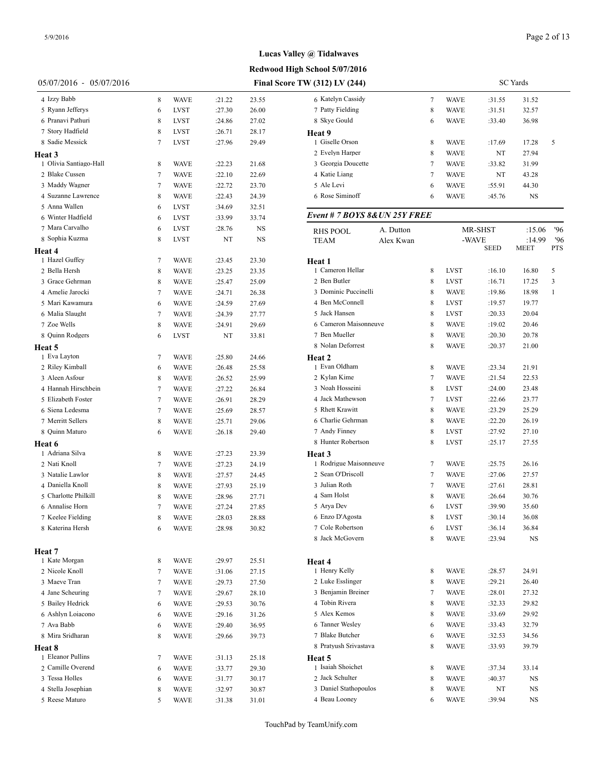**Lucas Valley @ Tidalwaves**

**Redwood High School 5/07/2016**

05/07/2016 - 05/07/2016 **Final Score TW (312) LV (244)** SC Yards

| | Name | Age | Team | Seed | Final | Pts |
|---|---|---|---|---|---|---|
| 4 | Izzy Babb | 8 | WAVE | :21.22 | 23.55 | |
| 5 | Ryann Jefferys | 6 | LVST | :27.30 | 26.00 | |
| 6 | Pranavi Pathuri | 8 | LVST | :24.86 | 27.02 | |
| 7 | Story Hadfield | 8 | LVST | :26.71 | 28.17 | |
| 8 | Sadie Messick | 7 | LVST | :27.96 | 29.49 | |
| **Heat 3** | | | | | | |
| 1 | Olivia Santiago-Hall | 8 | WAVE | :22.23 | 21.68 | |
| 2 | Blake Cussen | 7 | WAVE | :22.10 | 22.69 | |
| 3 | Maddy Wagner | 7 | WAVE | :22.72 | 23.70 | |
| 4 | Suzanne Lawrence | 8 | WAVE | :22.43 | 24.39 | |
| 5 | Anna Wallen | 6 | LVST | :34.69 | 32.51 | |
| 6 | Winter Hadfield | 6 | LVST | :33.99 | 33.74 | |
| 7 | Mara Carvalho | 6 | LVST | :28.76 | NS | |
| 8 | Sophia Kuzma | 8 | LVST | NT | NS | |
| **Heat 4** | | | | | | |
| 1 | Hazel Guffey | 7 | WAVE | :23.45 | 23.30 | |
| 2 | Bella Hersh | 8 | WAVE | :23.25 | 23.35 | |
| 3 | Grace Gehrman | 8 | WAVE | :25.47 | 25.09 | |
| 4 | Amelie Jarocki | 7 | WAVE | :24.71 | 26.38 | |
| 5 | Mari Kawamura | 6 | WAVE | :24.59 | 27.69 | |
| 6 | Malia Slaught | 7 | WAVE | :24.39 | 27.77 | |
| 7 | Zoe Wells | 8 | WAVE | :24.91 | 29.69 | |
| 8 | Quinn Rodgers | 6 | LVST | NT | 33.81 | |
| **Heat 5** | | | | | | |
| 1 | Eva Layton | 7 | WAVE | :25.80 | 24.66 | |
| 2 | Riley Kimball | 6 | WAVE | :26.48 | 25.58 | |
| 3 | Aleen Asfour | 8 | WAVE | :26.52 | 25.99 | |
| 4 | Hannah Hirschbein | 7 | WAVE | :27.22 | 26.84 | |
| 5 | Elizabeth Foster | 7 | WAVE | :26.91 | 28.29 | |
| 6 | Siena Ledesma | 7 | WAVE | :25.69 | 28.57 | |
| 7 | Merritt Sellers | 8 | WAVE | :25.71 | 29.06 | |
| 8 | Quinn Maturo | 6 | WAVE | :26.18 | 29.40 | |
| **Heat 6** | | | | | | |
| 1 | Adriana Silva | 8 | WAVE | :27.23 | 23.39 | |
| 2 | Nati Knoll | 7 | WAVE | :27.23 | 24.19 | |
| 3 | Natalie Lawlor | 8 | WAVE | :27.57 | 24.45 | |
| 4 | Daniella Knoll | 8 | WAVE | :27.93 | 25.19 | |
| 5 | Charlotte Philkill | 8 | WAVE | :28.96 | 27.71 | |
| 6 | Annalise Horn | 7 | WAVE | :27.24 | 27.85 | |
| 7 | Keelee Fielding | 8 | WAVE | :28.03 | 28.88 | |
| 8 | Katerina Hersh | 6 | WAVE | :28.98 | 30.82 | |
| **Heat 7** | | | | | | |
| 1 | Kate Morgan | 8 | WAVE | :29.97 | 25.51 | |
| 2 | Nicole Knoll | 7 | WAVE | :31.06 | 27.15 | |
| 3 | Maeve Tran | 7 | WAVE | :29.73 | 27.50 | |
| 4 | Jane Scheuring | 7 | WAVE | :29.67 | 28.10 | |
| 5 | Bailey Hedrick | 6 | WAVE | :29.53 | 30.76 | |
| 6 | Ashlyn Loiacono | 6 | WAVE | :29.16 | 31.26 | |
| 7 | Ava Babb | 6 | WAVE | :29.40 | 36.95 | |
| 8 | Mira Sridharan | 8 | WAVE | :29.66 | 39.73 | |
| **Heat 8** | | | | | | |
| 1 | Eleanor Pullins | 7 | WAVE | :31.13 | 25.18 | |
| 2 | Camille Overend | 6 | WAVE | :33.77 | 29.30 | |
| 3 | Tessa Holles | 6 | WAVE | :31.77 | 30.17 | |
| 4 | Stella Josephian | 8 | WAVE | :32.97 | 30.87 | |
| 5 | Reese Maturo | 5 | WAVE | :31.38 | 31.01 | |
| 6 | Katelyn Cassidy | 7 | WAVE | :31.55 | 31.52 | |
| 7 | Patty Fielding | 8 | WAVE | :31.51 | 32.57 | |
| 8 | Skye Gould | 6 | WAVE | :33.40 | 36.98 | |
| **Heat 9** | | | | | | |
| 1 | Giselle Orson | 8 | WAVE | :17.69 | 17.28 | 5 |
| 2 | Evelyn Harper | 8 | WAVE | NT | 27.94 | |
| 3 | Georgia Doucette | 7 | WAVE | :33.82 | 31.99 | |
| 4 | Katie Liang | 7 | WAVE | NT | 43.28 | |
| 5 | Ale Levi | 6 | WAVE | :55.91 | 44.30 | |
| 6 | Rose Siminoff | 6 | WAVE | :45.76 | NS | |

### *Event # 7 BOYS 8&UN 25Y FREE*

| | | | | |
|---|---|---|---|---|
| RHS POOL | A. Dutton | MR-SHST | :15.06 | '96 |
| TEAM | Alex Kwan | -WAVE | :14.99 | '96 |

| | Name | Age | Team | SEED | MEET | PTS |
|---|---|---|---|---|---|---|
| **Heat 1** | | | | | | |
| 1 | Cameron Hellar | 8 | LVST | :16.10 | 16.80 | 5 |
| 2 | Ben Butler | 8 | LVST | :16.71 | 17.25 | 3 |
| 3 | Dominic Puccinelli | 8 | WAVE | :19.86 | 18.98 | 1 |
| 4 | Ben McConnell | 8 | LVST | :19.57 | 19.77 | |
| 5 | Jack Hansen | 8 | LVST | :20.33 | 20.04 | |
| 6 | Cameron Maisonneuve | 8 | WAVE | :19.02 | 20.46 | |
| 7 | Ben Mueller | 8 | WAVE | :20.30 | 20.78 | |
| 8 | Nolan Deforrest | 8 | WAVE | :20.37 | 21.00 | |
| **Heat 2** | | | | | | |
| 1 | Evan Oldham | 8 | WAVE | :23.34 | 21.91 | |
| 2 | Kylan Kime | 7 | WAVE | :21.54 | 22.53 | |
| 3 | Noah Hosseini | 8 | LVST | :24.00 | 23.48 | |
| 4 | Jack Mathewson | 7 | LVST | :22.66 | 23.77 | |
| 5 | Rhett Krawitt | 8 | WAVE | :23.29 | 25.29 | |
| 6 | Charlie Gehrman | 8 | WAVE | :22.20 | 26.19 | |
| 7 | Andy Finney | 8 | LVST | :27.92 | 27.10 | |
| 8 | Hunter Robertson | 8 | LVST | :25.17 | 27.55 | |
| **Heat 3** | | | | | | |
| 1 | Rodrigue Maisonneuve | 7 | WAVE | :25.75 | 26.16 | |
| 2 | Sean O'Driscoll | 7 | WAVE | :27.06 | 27.57 | |
| 3 | Julian Roth | 7 | WAVE | :27.61 | 28.81 | |
| 4 | Sam Holst | 8 | WAVE | :26.64 | 30.76 | |
| 5 | Arya Dev | 6 | LVST | :39.90 | 35.60 | |
| 6 | Enzo D'Agosta | 8 | LVST | :30.14 | 36.08 | |
| 7 | Cole Robertson | 6 | LVST | :36.14 | 36.84 | |
| 8 | Jack McGovern | 8 | WAVE | :23.94 | NS | |
| **Heat 4** | | | | | | |
| 1 | Henry Kelly | 8 | WAVE | :28.57 | 24.91 | |
| 2 | Luke Esslinger | 8 | WAVE | :29.21 | 26.40 | |
| 3 | Benjamin Breiner | 7 | WAVE | :28.01 | 27.32 | |
| 4 | Tobin Rivera | 8 | WAVE | :32.33 | 29.82 | |
| 5 | Alex Kemos | 8 | WAVE | :33.69 | 29.92 | |
| 6 | Tanner Wesley | 6 | WAVE | :33.43 | 32.79 | |
| 7 | Blake Butcher | 6 | WAVE | :32.53 | 34.56 | |
| 8 | Pratyush Srivastava | 8 | WAVE | :33.93 | 39.79 | |
| **Heat 5** | | | | | | |
| 1 | Isaiah Shoichet | 8 | WAVE | :37.34 | 33.14 | |
| 2 | Jack Schulter | 8 | WAVE | :40.37 | NS | |
| 3 | Daniel Stathopoulos | 8 | WAVE | NT | NS | |
| 4 | Beau Looney | 6 | WAVE | :39.94 | NS | |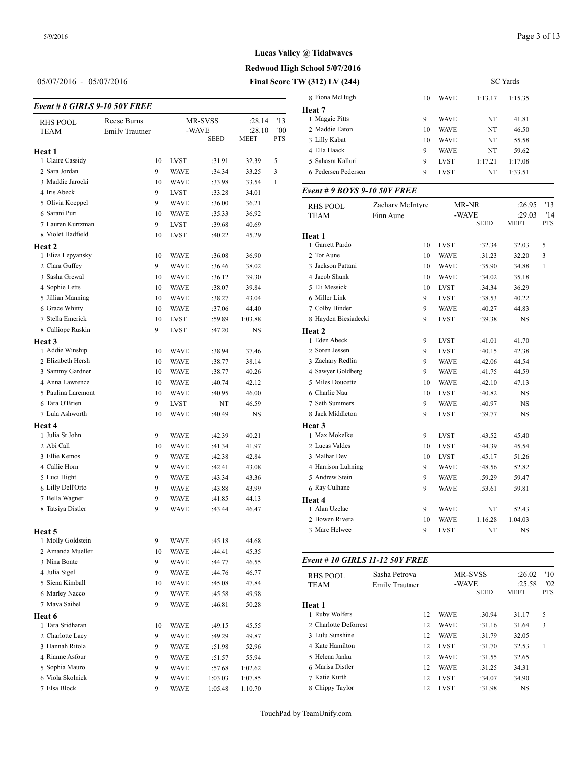Lucas Valley @ Tidalwaves

Redwood High School 5/07/2016

05/07/2016 - 05/07/2016

**Final Score TW (312) LV (244)**

SC Yards

### Event # 8 GIRLS 9-10 50Y FREE

| | | | | | | |
|---|---|---|---|---|---|---|
| RHS POOL | Reese Burns | | MR-SVSS | :28.14 | '13 | |
| TEAM | Emily Trautner | | -WAVE | :28.10 | '00 | |
| | | | SEED | MEET | PTS | |

**Heat 1**

| Place | Name | Age | Team | Seed | Meet | Pts |
|---|---|---|---|---|---|---|
| 1 | Claire Cassidy | 10 | LVST | :31.91 | 32.39 | 5 |
| 2 | Sara Jordan | 9 | WAVE | :34.34 | 33.25 | 3 |
| 3 | Maddie Jarocki | 10 | WAVE | :33.98 | 33.54 | 1 |
| 4 | Iris Abeck | 9 | LVST | :33.28 | 34.01 | |
| 5 | Olivia Koeppel | 9 | WAVE | :36.00 | 36.21 | |
| 6 | Sarani Puri | 10 | WAVE | :35.33 | 36.92 | |
| 7 | Lauren Kurtzman | 9 | LVST | :39.68 | 40.69 | |
| 8 | Violet Hadfield | 10 | LVST | :40.22 | 45.29 | |

**Heat 2**

| Place | Name | Age | Team | Seed | Meet | Pts |
|---|---|---|---|---|---|---|
| 1 | Eliza Lepyansky | 10 | WAVE | :36.08 | 36.90 | |
| 2 | Clara Guffey | 9 | WAVE | :36.46 | 38.02 | |
| 3 | Sasha Grewal | 10 | WAVE | :36.12 | 39.30 | |
| 4 | Sophie Letts | 10 | WAVE | :38.07 | 39.84 | |
| 5 | Jillian Manning | 10 | WAVE | :38.27 | 43.04 | |
| 6 | Grace Whitty | 10 | WAVE | :37.06 | 44.40 | |
| 7 | Stella Emerick | 10 | LVST | :59.89 | 1:03.88 | |
| 8 | Calliope Ruskin | 9 | LVST | :47.20 | NS | |

**Heat 3**

| Place | Name | Age | Team | Seed | Meet | Pts |
|---|---|---|---|---|---|---|
| 1 | Addie Winship | 10 | WAVE | :38.94 | 37.46 | |
| 2 | Elizabeth Hersh | 10 | WAVE | :38.77 | 38.14 | |
| 3 | Sammy Gardner | 10 | WAVE | :38.77 | 40.26 | |
| 4 | Anna Lawrence | 10 | WAVE | :40.74 | 42.12 | |
| 5 | Paulina Laremont | 10 | WAVE | :40.95 | 46.00 | |
| 6 | Tara O'Brien | 9 | LVST | NT | 46.59 | |
| 7 | Lula Ashworth | 10 | WAVE | :40.49 | NS | |

**Heat 4**

| Place | Name | Age | Team | Seed | Meet | Pts |
|---|---|---|---|---|---|---|
| 1 | Julia St John | 9 | WAVE | :42.39 | 40.21 | |
| 2 | Abi Call | 10 | WAVE | :41.34 | 41.97 | |
| 3 | Ellie Kemos | 9 | WAVE | :42.38 | 42.84 | |
| 4 | Callie Horn | 9 | WAVE | :42.41 | 43.08 | |
| 5 | Luci Hight | 9 | WAVE | :43.34 | 43.36 | |
| 6 | Lilly Dell'Orto | 9 | WAVE | :43.88 | 43.99 | |
| 7 | Bella Wagner | 9 | WAVE | :41.85 | 44.13 | |
| 8 | Tatsiya Distler | 9 | WAVE | :43.44 | 46.47 | |

**Heat 5**

| Place | Name | Age | Team | Seed | Meet | Pts |
|---|---|---|---|---|---|---|
| 1 | Molly Goldstein | 9 | WAVE | :45.18 | 44.68 | |
| 2 | Amanda Mueller | 10 | WAVE | :44.41 | 45.35 | |
| 3 | Nina Bonte | 9 | WAVE | :44.77 | 46.55 | |
| 4 | Julia Sigel | 9 | WAVE | :44.76 | 46.77 | |
| 5 | Siena Kimball | 10 | WAVE | :45.08 | 47.84 | |
| 6 | Marley Nacco | 9 | WAVE | :45.58 | 49.98 | |
| 7 | Maya Saibel | 9 | WAVE | :46.81 | 50.28 | |

**Heat 6**

| Place | Name | Age | Team | Seed | Meet | Pts |
|---|---|---|---|---|---|---|
| 1 | Tara Sridharan | 10 | WAVE | :49.15 | 45.55 | |
| 2 | Charlotte Lacy | 9 | WAVE | :49.29 | 49.87 | |
| 3 | Hannah Ritola | 9 | WAVE | :51.98 | 52.96 | |
| 4 | Rianne Asfour | 9 | WAVE | :51.57 | 55.94 | |
| 5 | Sophia Mauro | 9 | WAVE | :57.68 | 1:02.62 | |
| 6 | Viola Skolnick | 9 | WAVE | 1:03.03 | 1:07.85 | |
| 7 | Elsa Block | 9 | WAVE | 1:05.48 | 1:10.70 | |
| 8 | Fiona McHugh | 10 | WAVE | 1:13.17 | 1:15.35 | |

**Heat 7**

| Place | Name | Age | Team | Seed | Meet | Pts |
|---|---|---|---|---|---|---|
| 1 | Maggie Pitts | 9 | WAVE | NT | 41.81 | |
| 2 | Maddie Eaton | 10 | WAVE | NT | 46.50 | |
| 3 | Lilly Kabat | 10 | WAVE | NT | 55.58 | |
| 4 | Ella Haack | 9 | WAVE | NT | 59.62 | |
| 5 | Sahasra Kalluri | 9 | LVST | 1:17.21 | 1:17.08 | |
| 6 | Pedersen Pedersen | 9 | LVST | NT | 1:33.51 | |

### Event # 9 BOYS 9-10 50Y FREE

| | | | | | | |
|---|---|---|---|---|---|---|
| RHS POOL | Zachary McIntyre | | MR-NR | :26.95 | '13 | |
| TEAM | Finn Aune | | -WAVE | :29.03 | '14 | |
| | | | SEED | MEET | PTS | |

**Heat 1**

| Place | Name | Age | Team | Seed | Meet | Pts |
|---|---|---|---|---|---|---|
| 1 | Garrett Pardo | 10 | LVST | :32.34 | 32.03 | 5 |
| 2 | Tor Aune | 10 | WAVE | :31.23 | 32.20 | 3 |
| 3 | Jackson Pattani | 10 | WAVE | :35.90 | 34.88 | 1 |
| 4 | Jacob Shunk | 10 | WAVE | :34.02 | 35.18 | |
| 5 | Eli Messick | 10 | LVST | :34.34 | 36.29 | |
| 6 | Miller Link | 9 | LVST | :38.53 | 40.22 | |
| 7 | Colby Binder | 9 | WAVE | :40.27 | 44.83 | |
| 8 | Hayden Biesiadecki | 9 | LVST | :39.38 | NS | |

**Heat 2**

| Place | Name | Age | Team | Seed | Meet | Pts |
|---|---|---|---|---|---|---|
| 1 | Eden Abeck | 9 | LVST | :41.01 | 41.70 | |
| 2 | Soren Jessen | 9 | LVST | :40.15 | 42.38 | |
| 3 | Zachary Redlin | 9 | WAVE | :42.06 | 44.54 | |
| 4 | Sawyer Goldberg | 9 | WAVE | :41.75 | 44.59 | |
| 5 | Miles Doucette | 10 | WAVE | :42.10 | 47.13 | |
| 6 | Charlie Nau | 10 | LVST | :40.82 | NS | |
| 7 | Seth Summers | 9 | WAVE | :40.97 | NS | |
| 8 | Jack Middleton | 9 | LVST | :39.77 | NS | |

**Heat 3**

| Place | Name | Age | Team | Seed | Meet | Pts |
|---|---|---|---|---|---|---|
| 1 | Max Mokelke | 9 | LVST | :43.52 | 45.40 | |
| 2 | Lucas Valdes | 10 | LVST | :44.39 | 45.54 | |
| 3 | Malhar Dev | 10 | LVST | :45.17 | 51.26 | |
| 4 | Harrison Luhning | 9 | WAVE | :48.56 | 52.82 | |
| 5 | Andrew Stein | 9 | WAVE | :59.29 | 59.47 | |
| 6 | Ray Culhane | 9 | WAVE | :53.61 | 59.81 | |

**Heat 4**

| Place | Name | Age | Team | Seed | Meet | Pts |
|---|---|---|---|---|---|---|
| 1 | Alan Uzelac | 9 | WAVE | NT | 52.43 | |
| 2 | Bowen Rivera | 10 | WAVE | 1:16.28 | 1:04.03 | |
| 3 | Marc Helwee | 9 | LVST | NT | NS | |

### Event # 10 GIRLS 11-12 50Y FREE

| | | | | | | |
|---|---|---|---|---|---|---|
| RHS POOL | Sasha Petrova | | MR-SVSS | :26.02 | '10 | |
| TEAM | Emily Trautner | | -WAVE | :25.58 | '02 | |
| | | | SEED | MEET | PTS | |

**Heat 1**

| Place | Name | Age | Team | Seed | Meet | Pts |
|---|---|---|---|---|---|---|
| 1 | Ruby Wolfers | 12 | WAVE | :30.94 | 31.17 | 5 |
| 2 | Charlotte Deforrest | 12 | WAVE | :31.16 | 31.64 | 3 |
| 3 | Lulu Sunshine | 12 | WAVE | :31.79 | 32.05 | |
| 4 | Kate Hamilton | 12 | LVST | :31.70 | 32.53 | 1 |
| 5 | Helena Janku | 12 | WAVE | :31.55 | 32.65 | |
| 6 | Marisa Distler | 12 | WAVE | :31.25 | 34.31 | |
| 7 | Katie Kurth | 12 | LVST | :34.07 | 34.90 | |
| 8 | Chippy Taylor | 12 | LVST | :31.98 | NS | |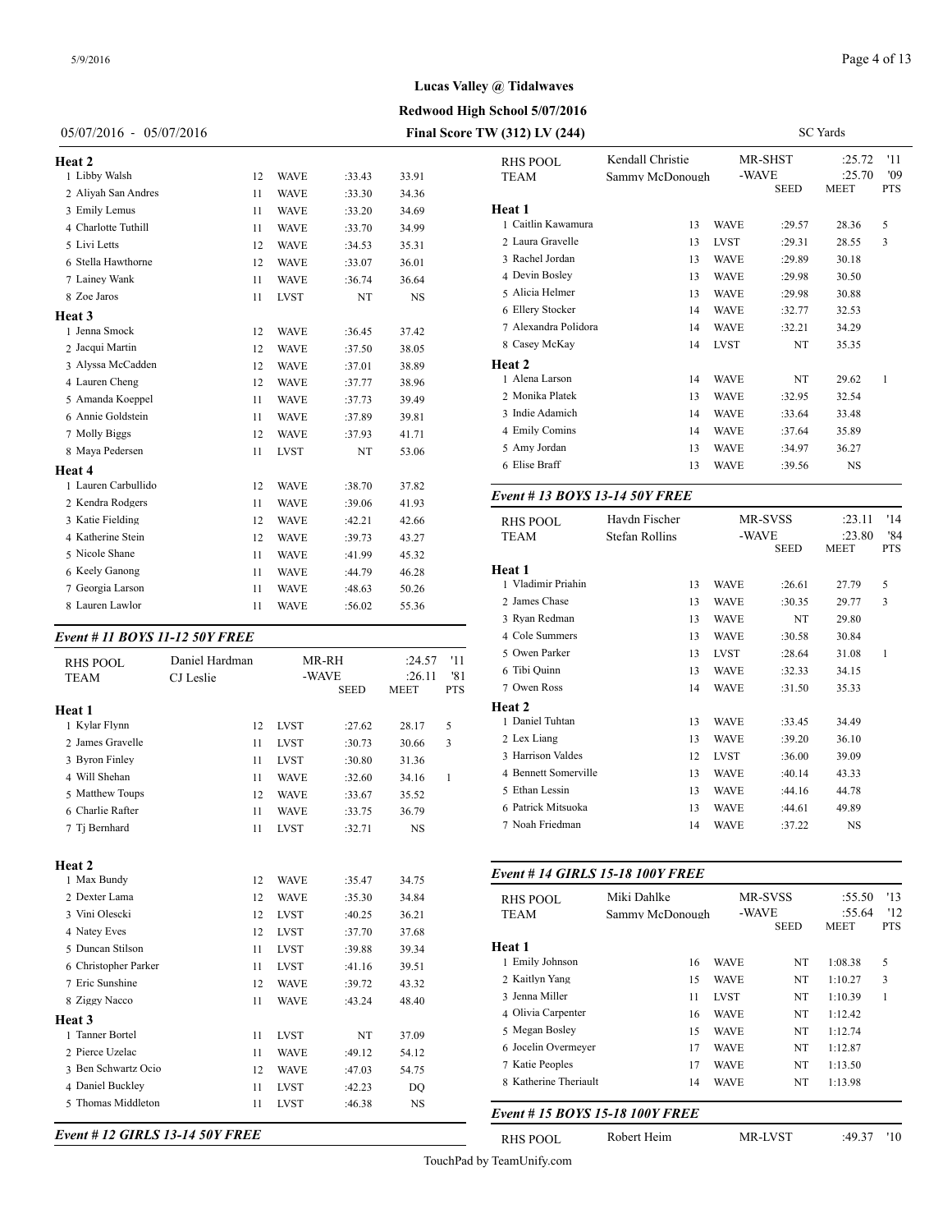## Lucas Valley @ Tidalwaves

**Redwood High School 5/07/2016**

05/07/2016 - 05/07/2016 — **Final Score TW (312) LV (244)** — SC Yards

**Heat 2**

| Place | Name | Age | Team | Seed | Time | Pts |
|---|---|---|---|---|---|---|
| 1 | Libby Walsh | 12 | WAVE | :33.43 | 33.91 | |
| 2 | Aliyah San Andres | 11 | WAVE | :33.30 | 34.36 | |
| 3 | Emily Lemus | 11 | WAVE | :33.20 | 34.69 | |
| 4 | Charlotte Tuthill | 11 | WAVE | :33.70 | 34.99 | |
| 5 | Livi Letts | 12 | WAVE | :34.53 | 35.31 | |
| 6 | Stella Hawthorne | 12 | WAVE | :33.07 | 36.01 | |
| 7 | Lainey Wank | 11 | WAVE | :36.74 | 36.64 | |
| 8 | Zoe Jaros | 11 | LVST | NT | NS | |

**Heat 3**

| Place | Name | Age | Team | Seed | Time | Pts |
|---|---|---|---|---|---|---|
| 1 | Jenna Smock | 12 | WAVE | :36.45 | 37.42 | |
| 2 | Jacqui Martin | 12 | WAVE | :37.50 | 38.05 | |
| 3 | Alyssa McCadden | 12 | WAVE | :37.01 | 38.89 | |
| 4 | Lauren Cheng | 12 | WAVE | :37.77 | 38.96 | |
| 5 | Amanda Koeppel | 11 | WAVE | :37.73 | 39.49 | |
| 6 | Annie Goldstein | 11 | WAVE | :37.89 | 39.81 | |
| 7 | Molly Biggs | 12 | WAVE | :37.93 | 41.71 | |
| 8 | Maya Pedersen | 11 | LVST | NT | 53.06 | |

**Heat 4**

| Place | Name | Age | Team | Seed | Time | Pts |
|---|---|---|---|---|---|---|
| 1 | Lauren Carbullido | 12 | WAVE | :38.70 | 37.82 | |
| 2 | Kendra Rodgers | 11 | WAVE | :39.06 | 41.93 | |
| 3 | Katie Fielding | 12 | WAVE | :42.21 | 42.66 | |
| 4 | Katherine Stein | 12 | WAVE | :39.73 | 43.27 | |
| 5 | Nicole Shane | 11 | WAVE | :41.99 | 45.32 | |
| 6 | Keely Ganong | 11 | WAVE | :44.79 | 46.28 | |
| 7 | Georgia Larson | 11 | WAVE | :48.63 | 50.26 | |
| 8 | Lauren Lawlor | 11 | WAVE | :56.02 | 55.36 | |

### *Event # 11 BOYS 11-12 50Y FREE*

| RHS POOL | Daniel Hardman | MR-RH | :24.57 | '11 |
|---|---|---|---|---|
| TEAM | CJ Leslie | -WAVE | :26.11 | '81 |

**Heat 1**

| Place | Name | Age | Team | Seed | Time | Pts |
|---|---|---|---|---|---|---|
| 1 | Kylar Flynn | 12 | LVST | :27.62 | 28.17 | 5 |
| 2 | James Gravelle | 11 | LVST | :30.73 | 30.66 | 3 |
| 3 | Byron Finley | 11 | LVST | :30.80 | 31.36 | |
| 4 | Will Shehan | 11 | WAVE | :32.60 | 34.16 | 1 |
| 5 | Matthew Toups | 12 | WAVE | :33.67 | 35.52 | |
| 6 | Charlie Rafter | 11 | WAVE | :33.75 | 36.79 | |
| 7 | Tj Bernhard | 11 | LVST | :32.71 | NS | |

**Heat 2**

| Place | Name | Age | Team | Seed | Time | Pts |
|---|---|---|---|---|---|---|
| 1 | Max Bundy | 12 | WAVE | :35.47 | 34.75 | |
| 2 | Dexter Lama | 12 | WAVE | :35.30 | 34.84 | |
| 3 | Vini Olescki | 12 | LVST | :40.25 | 36.21 | |
| 4 | Natey Eves | 12 | LVST | :37.70 | 37.68 | |
| 5 | Duncan Stilson | 11 | LVST | :39.88 | 39.34 | |
| 6 | Christopher Parker | 11 | LVST | :41.16 | 39.51 | |
| 7 | Eric Sunshine | 12 | WAVE | :39.72 | 43.32 | |
| 8 | Ziggy Nacco | 11 | WAVE | :43.24 | 48.40 | |

**Heat 3**

| Place | Name | Age | Team | Seed | Time | Pts |
|---|---|---|---|---|---|---|
| 1 | Tanner Bortel | 11 | LVST | NT | 37.09 | |
| 2 | Pierce Uzelac | 11 | WAVE | :49.12 | 54.12 | |
| 3 | Ben Schwartz Ocio | 12 | WAVE | :47.03 | 54.75 | |
| 4 | Daniel Buckley | 11 | LVST | :42.23 | DQ | |
| 5 | Thomas Middleton | 11 | LVST | :46.38 | NS | |

### *Event # 12 GIRLS 13-14 50Y FREE*

| RHS POOL | Kendall Christie | MR-SHST | :25.72 | '11 |
|---|---|---|---|---|
| TEAM | Sammy McDonough | -WAVE | :25.70 | '09 |

**Heat 1**

| Place | Name | Age | Team | Seed | Time | Pts |
|---|---|---|---|---|---|---|
| 1 | Caitlin Kawamura | 13 | WAVE | :29.57 | 28.36 | 5 |
| 2 | Laura Gravelle | 13 | LVST | :29.31 | 28.55 | 3 |
| 3 | Rachel Jordan | 13 | WAVE | :29.89 | 30.18 | |
| 4 | Devin Bosley | 13 | WAVE | :29.98 | 30.50 | |
| 5 | Alicia Helmer | 13 | WAVE | :29.98 | 30.88 | |
| 6 | Ellery Stocker | 14 | WAVE | :32.77 | 32.53 | |
| 7 | Alexandra Polidora | 14 | WAVE | :32.21 | 34.29 | |
| 8 | Casey McKay | 14 | LVST | NT | 35.35 | |

**Heat 2**

| Place | Name | Age | Team | Seed | Time | Pts |
|---|---|---|---|---|---|---|
| 1 | Alena Larson | 14 | WAVE | NT | 29.62 | 1 |
| 2 | Monika Platek | 13 | WAVE | :32.95 | 32.54 | |
| 3 | Indie Adamich | 14 | WAVE | :33.64 | 33.48 | |
| 4 | Emily Comins | 14 | WAVE | :37.64 | 35.89 | |
| 5 | Amy Jordan | 13 | WAVE | :34.97 | 36.27 | |
| 6 | Elise Braff | 13 | WAVE | :39.56 | NS | |

### *Event # 13 BOYS 13-14 50Y FREE*

| RHS POOL | Haydn Fischer | MR-SVSS | :23.11 | '14 |
|---|---|---|---|---|
| TEAM | Stefan Rollins | -WAVE | :23.80 | '84 |

**Heat 1**

| Place | Name | Age | Team | Seed | Time | Pts |
|---|---|---|---|---|---|---|
| 1 | Vladimir Priahin | 13 | WAVE | :26.61 | 27.79 | 5 |
| 2 | James Chase | 13 | WAVE | :30.35 | 29.77 | 3 |
| 3 | Ryan Redman | 13 | WAVE | NT | 29.80 | |
| 4 | Cole Summers | 13 | WAVE | :30.58 | 30.84 | |
| 5 | Owen Parker | 13 | LVST | :28.64 | 31.08 | 1 |
| 6 | Tibi Quinn | 13 | WAVE | :32.33 | 34.15 | |
| 7 | Owen Ross | 14 | WAVE | :31.50 | 35.33 | |

**Heat 2**

| Place | Name | Age | Team | Seed | Time | Pts |
|---|---|---|---|---|---|---|
| 1 | Daniel Tuhtan | 13 | WAVE | :33.45 | 34.49 | |
| 2 | Lex Liang | 13 | WAVE | :39.20 | 36.10 | |
| 3 | Harrison Valdes | 12 | LVST | :36.00 | 39.09 | |
| 4 | Bennett Somerville | 13 | WAVE | :40.14 | 43.33 | |
| 5 | Ethan Lessin | 13 | WAVE | :44.16 | 44.78 | |
| 6 | Patrick Mitsuoka | 13 | WAVE | :44.61 | 49.89 | |
| 7 | Noah Friedman | 14 | WAVE | :37.22 | NS | |

### *Event # 14 GIRLS 15-18 100Y FREE*

| RHS POOL | Miki Dahlke | MR-SVSS | :55.50 | '13 |
|---|---|---|---|---|
| TEAM | Sammy McDonough | -WAVE | :55.64 | '12 |

**Heat 1**

| Place | Name | Age | Team | Seed | Time | Pts |
|---|---|---|---|---|---|---|
| 1 | Emily Johnson | 16 | WAVE | NT | 1:08.38 | 5 |
| 2 | Kaitlyn Yang | 15 | WAVE | NT | 1:10.27 | 3 |
| 3 | Jenna Miller | 11 | LVST | NT | 1:10.39 | 1 |
| 4 | Olivia Carpenter | 16 | WAVE | NT | 1:12.42 | |
| 5 | Megan Bosley | 15 | WAVE | NT | 1:12.74 | |
| 6 | Jocelin Overmeyer | 17 | WAVE | NT | 1:12.87 | |
| 7 | Katie Peoples | 17 | WAVE | NT | 1:13.50 | |
| 8 | Katherine Theriault | 14 | WAVE | NT | 1:13.98 | |

### *Event # 15 BOYS 15-18 100Y FREE*

| RHS POOL | Robert Heim | MR-LVST | :49.37 | '10 |
|---|---|---|---|---|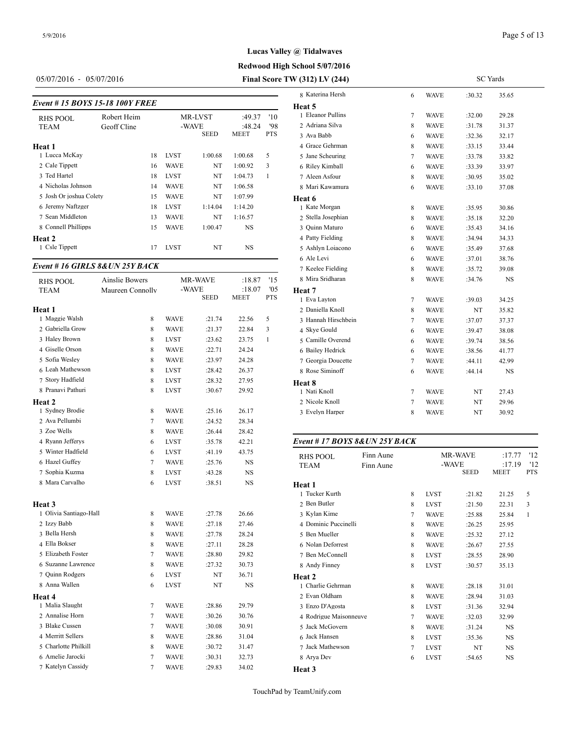**Lucas Valley @ Tidalwaves**

**Redwood High School 5/07/2016**

05/07/2016 - 05/07/2016 **Final Score TW (312) LV (244)** SC Yards

### Event # 15 BOYS 15-18 100Y FREE

| RHS POOL | Robert Heim | | MR-LVST | :49.37 | '10 |
|---|---|---|---|---|---|
| TEAM | Geoff Cline | | -WAVE | :48.24 | '98 |
| | | | SEED | MEET | PTS |

**Heat 1**

| | Name | Age | Team | Seed | Time | Pts |
|---|---|---|---|---|---|---|
| 1 | Lucca McKay | 18 | LVST | 1:00.68 | 1:00.68 | 5 |
| 2 | Cale Tippett | 16 | WAVE | NT | 1:00.92 | 3 |
| 3 | Ted Hartel | 18 | LVST | NT | 1:04.73 | 1 |
| 4 | Nicholas Johnson | 14 | WAVE | NT | 1:06.58 | |
| 5 | Josh Or joshua Colety | 15 | WAVE | NT | 1:07.99 | |
| 6 | Jeremy Naftzger | 18 | LVST | 1:14.04 | 1:14.20 | |
| 7 | Sean Middleton | 13 | WAVE | NT | 1:16.57 | |
| 8 | Connell Phillipps | 15 | WAVE | 1:00.47 | NS | |

**Heat 2**

| | Name | Age | Team | Seed | Time | Pts |
|---|---|---|---|---|---|---|
| 1 | Csle Tippett | 17 | LVST | NT | NS | |

### Event # 16 GIRLS 8&UN 25Y BACK

| RHS POOL | Ainslie Bowers | | MR-WAVE | :18.87 | '15 |
|---|---|---|---|---|---|
| TEAM | Maureen Connolly | | -WAVE | :18.07 | '05 |
| | | | SEED | MEET | PTS |

**Heat 1**

| | Name | Age | Team | Seed | Time | Pts |
|---|---|---|---|---|---|---|
| 1 | Maggie Walsh | 8 | WAVE | :21.74 | 22.56 | 5 |
| 2 | Gabriella Grow | 8 | WAVE | :21.37 | 22.84 | 3 |
| 3 | Haley Brown | 8 | LVST | :23.62 | 23.75 | 1 |
| 4 | Giselle Orson | 8 | WAVE | :22.71 | 24.24 | |
| 5 | Sofia Wesley | 8 | WAVE | :23.97 | 24.28 | |
| 6 | Leah Mathewson | 8 | LVST | :28.42 | 26.37 | |
| 7 | Story Hadfield | 8 | LVST | :28.32 | 27.95 | |
| 8 | Pranavi Pathuri | 8 | LVST | :30.67 | 29.92 | |

**Heat 2**

| | Name | Age | Team | Seed | Time | Pts |
|---|---|---|---|---|---|---|
| 1 | Sydney Brodie | 8 | WAVE | :25.16 | 26.17 | |
| 2 | Ava Pellumbi | 7 | WAVE | :24.52 | 28.34 | |
| 3 | Zoe Wells | 8 | WAVE | :26.44 | 28.42 | |
| 4 | Ryann Jefferys | 6 | LVST | :35.78 | 42.21 | |
| 5 | Winter Hadfield | 6 | LVST | :41.19 | 43.75 | |
| 6 | Hazel Guffey | 7 | WAVE | :25.76 | NS | |
| 7 | Sophia Kuzma | 8 | LVST | :43.28 | NS | |
| 8 | Mara Carvalho | 6 | LVST | :38.51 | NS | |

**Heat 3**

| | Name | Age | Team | Seed | Time | Pts |
|---|---|---|---|---|---|---|
| 1 | Olivia Santiago-Hall | 8 | WAVE | :27.78 | 26.66 | |
| 2 | Izzy Babb | 8 | WAVE | :27.18 | 27.46 | |
| 3 | Bella Hersh | 8 | WAVE | :27.78 | 28.24 | |
| 4 | Ella Bokser | 8 | WAVE | :27.11 | 28.28 | |
| 5 | Elizabeth Foster | 7 | WAVE | :28.80 | 29.82 | |
| 6 | Suzanne Lawrence | 8 | WAVE | :27.32 | 30.73 | |
| 7 | Quinn Rodgers | 6 | LVST | NT | 36.71 | |
| 8 | Anna Wallen | 6 | LVST | NT | NS | |

**Heat 4**

| | Name | Age | Team | Seed | Time | Pts |
|---|---|---|---|---|---|---|
| 1 | Malia Slaught | 7 | WAVE | :28.86 | 29.79 | |
| 2 | Annalise Horn | 7 | WAVE | :30.26 | 30.76 | |
| 3 | Blake Cussen | 7 | WAVE | :30.08 | 30.91 | |
| 4 | Merritt Sellers | 8 | WAVE | :28.86 | 31.04 | |
| 5 | Charlotte Philkill | 8 | WAVE | :30.72 | 31.47 | |
| 6 | Amelie Jarocki | 7 | WAVE | :30.31 | 32.73 | |
| 7 | Katelyn Cassidy | 7 | WAVE | :29.83 | 34.02 | |
| 8 | Katerina Hersh | 6 | WAVE | :30.32 | 35.65 | |

**Heat 5**

| | Name | Age | Team | Seed | Time | Pts |
|---|---|---|---|---|---|---|
| 1 | Eleanor Pullins | 7 | WAVE | :32.00 | 29.28 | |
| 2 | Adriana Silva | 8 | WAVE | :31.78 | 31.37 | |
| 3 | Ava Babb | 6 | WAVE | :32.36 | 32.17 | |
| 4 | Grace Gehrman | 8 | WAVE | :33.15 | 33.44 | |
| 5 | Jane Scheuring | 7 | WAVE | :33.78 | 33.82 | |
| 6 | Riley Kimball | 6 | WAVE | :33.39 | 33.97 | |
| 7 | Aleen Asfour | 8 | WAVE | :30.95 | 35.02 | |
| 8 | Mari Kawamura | 6 | WAVE | :33.10 | 37.08 | |

**Heat 6**

| | Name | Age | Team | Seed | Time | Pts |
|---|---|---|---|---|---|---|
| 1 | Kate Morgan | 8 | WAVE | :35.95 | 30.86 | |
| 2 | Stella Josephian | 8 | WAVE | :35.18 | 32.20 | |
| 3 | Quinn Maturo | 6 | WAVE | :35.43 | 34.16 | |
| 4 | Patty Fielding | 8 | WAVE | :34.94 | 34.33 | |
| 5 | Ashlyn Loiacono | 6 | WAVE | :35.49 | 37.68 | |
| 6 | Ale Levi | 6 | WAVE | :37.01 | 38.76 | |
| 7 | Keelee Fielding | 8 | WAVE | :35.72 | 39.08 | |
| 8 | Mira Sridharan | 8 | WAVE | :34.76 | NS | |

**Heat 7**

| | Name | Age | Team | Seed | Time | Pts |
|---|---|---|---|---|---|---|
| 1 | Eva Layton | 7 | WAVE | :39.03 | 34.25 | |
| 2 | Daniella Knoll | 8 | WAVE | NT | 35.82 | |
| 3 | Hannah Hirschbein | 7 | WAVE | :37.07 | 37.37 | |
| 4 | Skye Gould | 6 | WAVE | :39.47 | 38.08 | |
| 5 | Camille Overend | 6 | WAVE | :39.74 | 38.56 | |
| 6 | Bailey Hedrick | 6 | WAVE | :38.56 | 41.77 | |
| 7 | Georgia Doucette | 7 | WAVE | :44.11 | 42.99 | |
| 8 | Rose Siminoff | 6 | WAVE | :44.14 | NS | |

**Heat 8**

| | Name | Age | Team | Seed | Time | Pts |
|---|---|---|---|---|---|---|
| 1 | Nati Knoll | 7 | WAVE | NT | 27.43 | |
| 2 | Nicole Knoll | 7 | WAVE | NT | 29.96 | |
| 3 | Evelyn Harper | 8 | WAVE | NT | 30.92 | |

### Event # 17 BOYS 8&UN 25Y BACK

| RHS POOL | Finn Aune | | MR-WAVE | :17.77 | '12 |
|---|---|---|---|---|---|
| TEAM | Finn Aune | | -WAVE | :17.19 | '12 |
| | | | SEED | MEET | PTS |

**Heat 1**

| | Name | Age | Team | Seed | Time | Pts |
|---|---|---|---|---|---|---|
| 1 | Tucker Kurth | 8 | LVST | :21.82 | 21.25 | 5 |
| 2 | Ben Butler | 8 | LVST | :21.50 | 22.31 | 3 |
| 3 | Kylan Kime | 7 | WAVE | :25.88 | 25.84 | 1 |
| 4 | Dominic Puccinelli | 8 | WAVE | :26.25 | 25.95 | |
| 5 | Ben Mueller | 8 | WAVE | :25.32 | 27.12 | |
| 6 | Nolan Deforrest | 8 | WAVE | :26.67 | 27.55 | |
| 7 | Ben McConnell | 8 | LVST | :28.55 | 28.90 | |
| 8 | Andy Finney | 8 | LVST | :30.57 | 35.13 | |

**Heat 2**

| | Name | Age | Team | Seed | Time | Pts |
|---|---|---|---|---|---|---|
| 1 | Charlie Gehrman | 8 | WAVE | :28.18 | 31.01 | |
| 2 | Evan Oldham | 8 | WAVE | :28.94 | 31.03 | |
| 3 | Enzo D'Agosta | 8 | LVST | :31.36 | 32.94 | |
| 4 | Rodrigue Maisonneuve | 7 | WAVE | :32.03 | 32.99 | |
| 5 | Jack McGovern | 8 | WAVE | :31.24 | NS | |
| 6 | Jack Hansen | 8 | LVST | :35.36 | NS | |
| 7 | Jack Mathewson | 7 | LVST | NT | NS | |
| 8 | Arya Dev | 6 | LVST | :54.65 | NS | |

**Heat 3**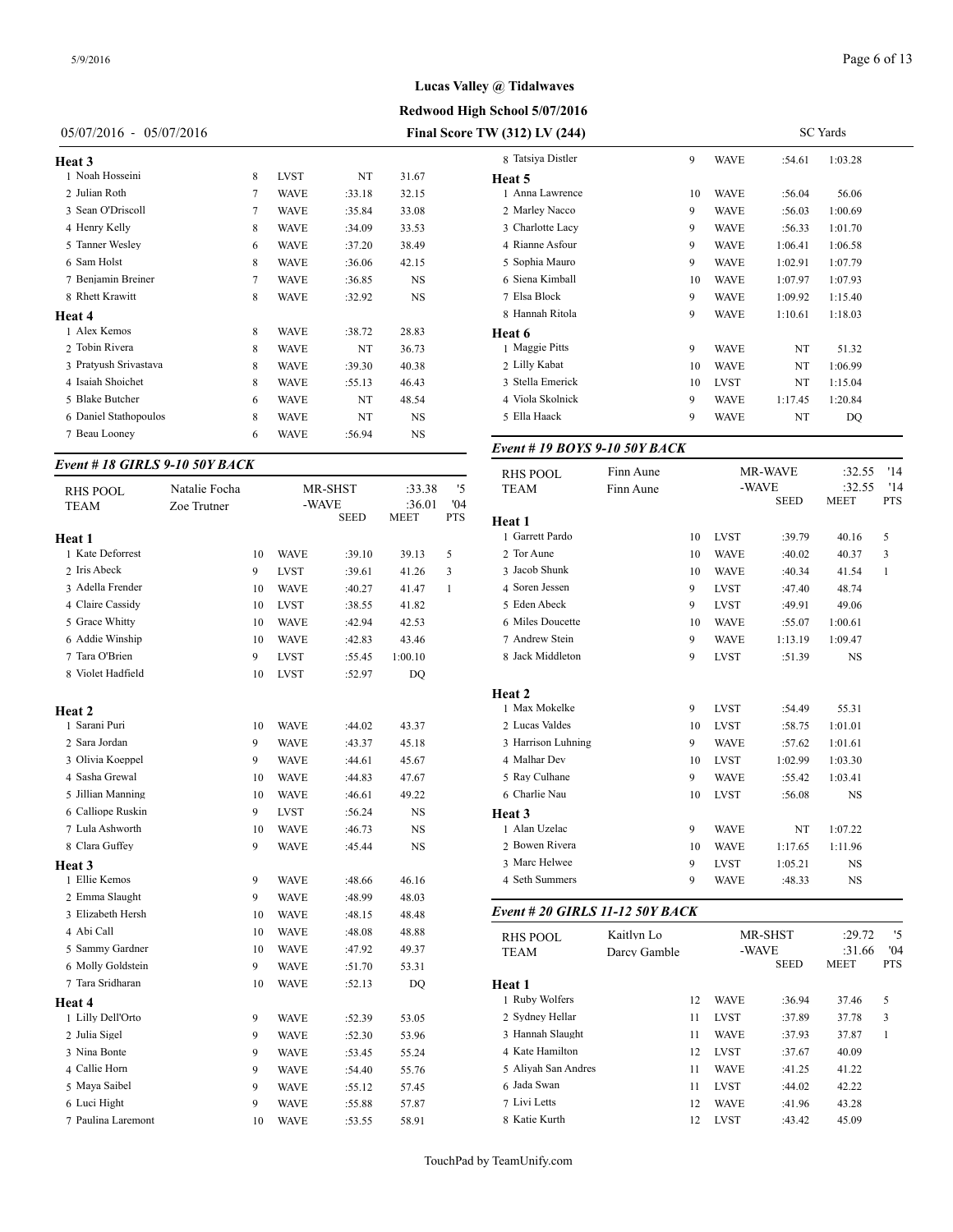**Lucas Valley @ Tidalwaves**

**Redwood High School 5/07/2016**

05/07/2016 - 05/07/2016 **Final Score TW (312) LV (244)** SC Yards

**Heat 3**

| | Name | Age | Team | Seed | Time |
|---|---|---|---|---|---|
| 1 | Noah Hosseini | 8 | LVST | NT | 31.67 |
| 2 | Julian Roth | 7 | WAVE | :33.18 | 32.15 |
| 3 | Sean O'Driscoll | 7 | WAVE | :35.84 | 33.08 |
| 4 | Henry Kelly | 8 | WAVE | :34.09 | 33.53 |
| 5 | Tanner Wesley | 6 | WAVE | :37.20 | 38.49 |
| 6 | Sam Holst | 8 | WAVE | :36.06 | 42.15 |
| 7 | Benjamin Breiner | 7 | WAVE | :36.85 | NS |
| 8 | Rhett Krawitt | 8 | WAVE | :32.92 | NS |

**Heat 4**

| | Name | Age | Team | Seed | Time |
|---|---|---|---|---|---|
| 1 | Alex Kemos | 8 | WAVE | :38.72 | 28.83 |
| 2 | Tobin Rivera | 8 | WAVE | NT | 36.73 |
| 3 | Pratyush Srivastava | 8 | WAVE | :39.30 | 40.38 |
| 4 | Isaiah Shoichet | 8 | WAVE | :55.13 | 46.43 |
| 5 | Blake Butcher | 6 | WAVE | NT | 48.54 |
| 6 | Daniel Stathopoulos | 8 | WAVE | NT | NS |
| 7 | Beau Looney | 6 | WAVE | :56.94 | NS |

### *Event # 18 GIRLS 9-10 50Y BACK*

| RHS POOL | Natalie Focha | MR-SHST | :33.38 | '5 |
|---|---|---|---|---|
| TEAM | Zoe Trutner | -WAVE | :36.01 | '04 |

**Heat 1**

| | Name | Age | Team | Seed | Meet | Pts |
|---|---|---|---|---|---|---|
| 1 | Kate Deforrest | 10 | WAVE | :39.10 | 39.13 | 5 |
| 2 | Iris Abeck | 9 | LVST | :39.61 | 41.26 | 3 |
| 3 | Adella Frender | 10 | WAVE | :40.27 | 41.47 | 1 |
| 4 | Claire Cassidy | 10 | LVST | :38.55 | 41.82 | |
| 5 | Grace Whitty | 10 | WAVE | :42.94 | 42.53 | |
| 6 | Addie Winship | 10 | WAVE | :42.83 | 43.46 | |
| 7 | Tara O'Brien | 9 | LVST | :55.45 | 1:00.10 | |
| 8 | Violet Hadfield | 10 | LVST | :52.97 | DQ | |

**Heat 2**

| | Name | Age | Team | Seed | Time |
|---|---|---|---|---|---|
| 1 | Sarani Puri | 10 | WAVE | :44.02 | 43.37 |
| 2 | Sara Jordan | 9 | WAVE | :43.37 | 45.18 |
| 3 | Olivia Koeppel | 9 | WAVE | :44.61 | 45.67 |
| 4 | Sasha Grewal | 10 | WAVE | :44.83 | 47.67 |
| 5 | Jillian Manning | 10 | WAVE | :46.61 | 49.22 |
| 6 | Calliope Ruskin | 9 | LVST | :56.24 | NS |
| 7 | Lula Ashworth | 10 | WAVE | :46.73 | NS |
| 8 | Clara Guffey | 9 | WAVE | :45.44 | NS |

**Heat 3**

| | Name | Age | Team | Seed | Time |
|---|---|---|---|---|---|
| 1 | Ellie Kemos | 9 | WAVE | :48.66 | 46.16 |
| 2 | Emma Slaught | 9 | WAVE | :48.99 | 48.03 |
| 3 | Elizabeth Hersh | 10 | WAVE | :48.15 | 48.48 |
| 4 | Abi Call | 10 | WAVE | :48.08 | 48.88 |
| 5 | Sammy Gardner | 10 | WAVE | :47.92 | 49.37 |
| 6 | Molly Goldstein | 9 | WAVE | :51.70 | 53.31 |
| 7 | Tara Sridharan | 10 | WAVE | :52.13 | DQ |

**Heat 4**

| | Name | Age | Team | Seed | Time |
|---|---|---|---|---|---|
| 1 | Lilly Dell'Orto | 9 | WAVE | :52.39 | 53.05 |
| 2 | Julia Sigel | 9 | WAVE | :52.30 | 53.96 |
| 3 | Nina Bonte | 9 | WAVE | :53.45 | 55.24 |
| 4 | Callie Horn | 9 | WAVE | :54.40 | 55.76 |
| 5 | Maya Saibel | 9 | WAVE | :55.12 | 57.45 |
| 6 | Luci Hight | 9 | WAVE | :55.88 | 57.87 |
| 7 | Paulina Laremont | 10 | WAVE | :53.55 | 58.91 |
| 8 | Tatsiya Distler | 9 | WAVE | :54.61 | 1:03.28 |

**Heat 5**

| | Name | Age | Team | Seed | Time |
|---|---|---|---|---|---|
| 1 | Anna Lawrence | 10 | WAVE | :56.04 | 56.06 |
| 2 | Marley Nacco | 9 | WAVE | :56.03 | 1:00.69 |
| 3 | Charlotte Lacy | 9 | WAVE | :56.33 | 1:01.70 |
| 4 | Rianne Asfour | 9 | WAVE | 1:06.41 | 1:06.58 |
| 5 | Sophia Mauro | 9 | WAVE | 1:02.91 | 1:07.79 |
| 6 | Siena Kimball | 10 | WAVE | 1:07.97 | 1:07.93 |
| 7 | Elsa Block | 9 | WAVE | 1:09.92 | 1:15.40 |
| 8 | Hannah Ritola | 9 | WAVE | 1:10.61 | 1:18.03 |

**Heat 6**

| | Name | Age | Team | Seed | Time |
|---|---|---|---|---|---|
| 1 | Maggie Pitts | 9 | WAVE | NT | 51.32 |
| 2 | Lilly Kabat | 10 | WAVE | NT | 1:06.99 |
| 3 | Stella Emerick | 10 | LVST | NT | 1:15.04 |
| 4 | Viola Skolnick | 9 | WAVE | 1:17.45 | 1:20.84 |
| 5 | Ella Haack | 9 | WAVE | NT | DQ |

### *Event # 19 BOYS 9-10 50Y BACK*

| RHS POOL | Finn Aune | MR-WAVE | :32.55 | '14 |
|---|---|---|---|---|
| TEAM | Finn Aune | -WAVE | :32.55 | '14 |

**Heat 1**

| | Name | Age | Team | Seed | Meet | Pts |
|---|---|---|---|---|---|---|
| 1 | Garrett Pardo | 10 | LVST | :39.79 | 40.16 | 5 |
| 2 | Tor Aune | 10 | WAVE | :40.02 | 40.37 | 3 |
| 3 | Jacob Shunk | 10 | WAVE | :40.34 | 41.54 | 1 |
| 4 | Soren Jessen | 9 | LVST | :47.40 | 48.74 | |
| 5 | Eden Abeck | 9 | LVST | :49.91 | 49.06 | |
| 6 | Miles Doucette | 10 | WAVE | :55.07 | 1:00.61 | |
| 7 | Andrew Stein | 9 | WAVE | 1:13.19 | 1:09.47 | |
| 8 | Jack Middleton | 9 | LVST | :51.39 | NS | |

**Heat 2**

| | Name | Age | Team | Seed | Time |
|---|---|---|---|---|---|
| 1 | Max Mokelke | 9 | LVST | :54.49 | 55.31 |
| 2 | Lucas Valdes | 10 | LVST | :58.75 | 1:01.01 |
| 3 | Harrison Luhning | 9 | WAVE | :57.62 | 1:01.61 |
| 4 | Malhar Dev | 10 | LVST | 1:02.99 | 1:03.30 |
| 5 | Ray Culhane | 9 | WAVE | :55.42 | 1:03.41 |
| 6 | Charlie Nau | 10 | LVST | :56.08 | NS |

**Heat 3**

| | Name | Age | Team | Seed | Time |
|---|---|---|---|---|---|
| 1 | Alan Uzelac | 9 | WAVE | NT | 1:07.22 |
| 2 | Bowen Rivera | 10 | WAVE | 1:17.65 | 1:11.96 |
| 3 | Marc Helwee | 9 | LVST | 1:05.21 | NS |
| 4 | Seth Summers | 9 | WAVE | :48.33 | NS |

### *Event # 20 GIRLS 11-12 50Y BACK*

| RHS POOL | Kaitlyn Lo | MR-SHST | :29.72 | '5 |
|---|---|---|---|---|
| TEAM | Darcy Gamble | -WAVE | :31.66 | '04 |

**Heat 1**

| | Name | Age | Team | Seed | Meet | Pts |
|---|---|---|---|---|---|---|
| 1 | Ruby Wolfers | 12 | WAVE | :36.94 | 37.46 | 5 |
| 2 | Sydney Hellar | 11 | LVST | :37.89 | 37.78 | 3 |
| 3 | Hannah Slaught | 11 | WAVE | :37.93 | 37.87 | 1 |
| 4 | Kate Hamilton | 12 | LVST | :37.67 | 40.09 | |
| 5 | Aliyah San Andres | 11 | WAVE | :41.25 | 41.22 | |
| 6 | Jada Swan | 11 | LVST | :44.02 | 42.22 | |
| 7 | Livi Letts | 12 | WAVE | :41.96 | 43.28 | |
| 8 | Katie Kurth | 12 | LVST | :43.42 | 45.09 | |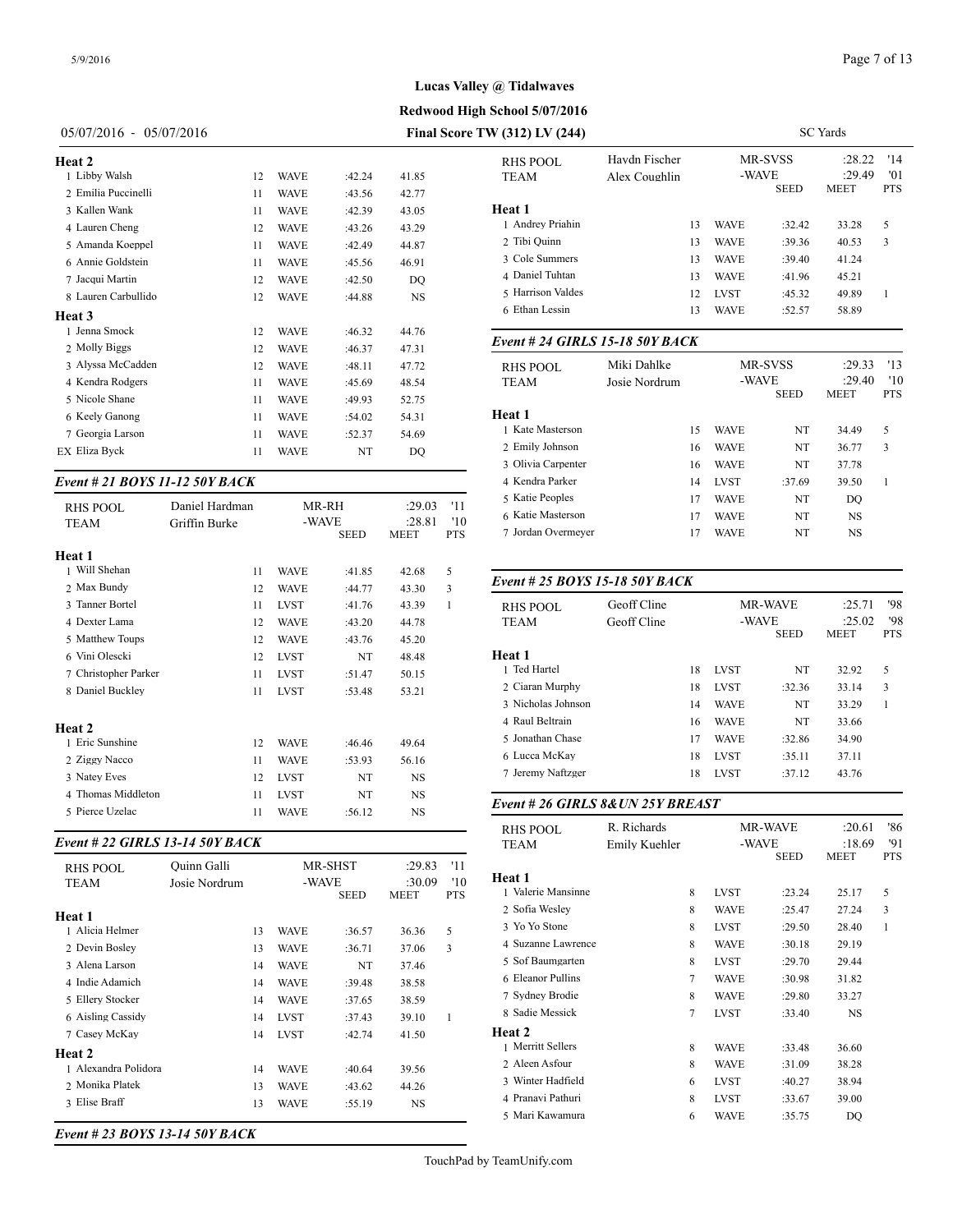**Lucas Valley @ Tidalwaves**

**Redwood High School 5/07/2016**

05/07/2016 - 05/07/2016 **Final Score TW (312) LV (244)** SC Yards

**Heat 2**

| | Name | Age | Team | Seed | Meet | Pts |
|---|---|---|---|---|---|---|
| 1 | Libby Walsh | 12 | WAVE | :42.24 | 41.85 | |
| 2 | Emilia Puccinelli | 11 | WAVE | :43.56 | 42.77 | |
| 3 | Kallen Wank | 11 | WAVE | :42.39 | 43.05 | |
| 4 | Lauren Cheng | 12 | WAVE | :43.26 | 43.29 | |
| 5 | Amanda Koeppel | 11 | WAVE | :42.49 | 44.87 | |
| 6 | Annie Goldstein | 11 | WAVE | :45.56 | 46.91 | |
| 7 | Jacqui Martin | 12 | WAVE | :42.50 | DQ | |
| 8 | Lauren Carbullido | 12 | WAVE | :44.88 | NS | |

**Heat 3**

| | Name | Age | Team | Seed | Meet | Pts |
|---|---|---|---|---|---|---|
| 1 | Jenna Smock | 12 | WAVE | :46.32 | 44.76 | |
| 2 | Molly Biggs | 12 | WAVE | :46.37 | 47.31 | |
| 3 | Alyssa McCadden | 12 | WAVE | :48.11 | 47.72 | |
| 4 | Kendra Rodgers | 11 | WAVE | :45.69 | 48.54 | |
| 5 | Nicole Shane | 11 | WAVE | :49.93 | 52.75 | |
| 6 | Keely Ganong | 11 | WAVE | :54.02 | 54.31 | |
| 7 | Georgia Larson | 11 | WAVE | :52.37 | 54.69 | |
| EX | Eliza Byck | 11 | WAVE | NT | DQ | |

### *Event # 21 BOYS 11-12 50Y BACK*

| RHS POOL | Daniel Hardman | MR-RH | :29.03 | '11 |
|---|---|---|---|---|
| TEAM | Griffin Burke | -WAVE | :28.81 | '10 |

**Heat 1**

| | Name | Age | Team | Seed | Meet | Pts |
|---|---|---|---|---|---|---|
| 1 | Will Shehan | 11 | WAVE | :41.85 | 42.68 | 5 |
| 2 | Max Bundy | 12 | WAVE | :44.77 | 43.30 | 3 |
| 3 | Tanner Bortel | 11 | LVST | :41.76 | 43.39 | 1 |
| 4 | Dexter Lama | 12 | WAVE | :43.20 | 44.78 | |
| 5 | Matthew Toups | 12 | WAVE | :43.76 | 45.20 | |
| 6 | Vini Olescki | 12 | LVST | NT | 48.48 | |
| 7 | Christopher Parker | 11 | LVST | :51.47 | 50.15 | |
| 8 | Daniel Buckley | 11 | LVST | :53.48 | 53.21 | |

**Heat 2**

| | Name | Age | Team | Seed | Meet | Pts |
|---|---|---|---|---|---|---|
| 1 | Eric Sunshine | 12 | WAVE | :46.46 | 49.64 | |
| 2 | Ziggy Nacco | 11 | WAVE | :53.93 | 56.16 | |
| 3 | Natey Eves | 12 | LVST | NT | NS | |
| 4 | Thomas Middleton | 11 | LVST | NT | NS | |
| 5 | Pierce Uzelac | 11 | WAVE | :56.12 | NS | |

### *Event # 22 GIRLS 13-14 50Y BACK*

| RHS POOL | Quinn Galli | MR-SHST | :29.83 | '11 |
|---|---|---|---|---|
| TEAM | Josie Nordrum | -WAVE | :30.09 | '10 |

**Heat 1**

| | Name | Age | Team | Seed | Meet | Pts |
|---|---|---|---|---|---|---|
| 1 | Alicia Helmer | 13 | WAVE | :36.57 | 36.36 | 5 |
| 2 | Devin Bosley | 13 | WAVE | :36.71 | 37.06 | 3 |
| 3 | Alena Larson | 14 | WAVE | NT | 37.46 | |
| 4 | Indie Adamich | 14 | WAVE | :39.48 | 38.58 | |
| 5 | Ellery Stocker | 14 | WAVE | :37.65 | 38.59 | |
| 6 | Aisling Cassidy | 14 | LVST | :37.43 | 39.10 | 1 |
| 7 | Casey McKay | 14 | LVST | :42.74 | 41.50 | |

**Heat 2**

| | Name | Age | Team | Seed | Meet | Pts |
|---|---|---|---|---|---|---|
| 1 | Alexandra Polidora | 14 | WAVE | :40.64 | 39.56 | |
| 2 | Monika Platek | 13 | WAVE | :43.62 | 44.26 | |
| 3 | Elise Braff | 13 | WAVE | :55.19 | NS | |

### *Event # 23 BOYS 13-14 50Y BACK*

| RHS POOL | Haydn Fischer | MR-SVSS | :28.22 | '14 |
|---|---|---|---|---|
| TEAM | Alex Coughlin | -WAVE | :29.49 | '01 |

**Heat 1**

| | Name | Age | Team | Seed | Meet | Pts |
|---|---|---|---|---|---|---|
| 1 | Andrey Priahin | 13 | WAVE | :32.42 | 33.28 | 5 |
| 2 | Tibi Quinn | 13 | WAVE | :39.36 | 40.53 | 3 |
| 3 | Cole Summers | 13 | WAVE | :39.40 | 41.24 | |
| 4 | Daniel Tuhtan | 13 | WAVE | :41.96 | 45.21 | |
| 5 | Harrison Valdes | 12 | LVST | :45.32 | 49.89 | 1 |
| 6 | Ethan Lessin | 13 | WAVE | :52.57 | 58.89 | |

### *Event # 24 GIRLS 15-18 50Y BACK*

| RHS POOL | Miki Dahlke | MR-SVSS | :29.33 | '13 |
|---|---|---|---|---|
| TEAM | Josie Nordrum | -WAVE | :29.40 | '10 |

**Heat 1**

| | Name | Age | Team | Seed | Meet | Pts |
|---|---|---|---|---|---|---|
| 1 | Kate Masterson | 15 | WAVE | NT | 34.49 | 5 |
| 2 | Emily Johnson | 16 | WAVE | NT | 36.77 | 3 |
| 3 | Olivia Carpenter | 16 | WAVE | NT | 37.78 | |
| 4 | Kendra Parker | 14 | LVST | :37.69 | 39.50 | 1 |
| 5 | Katie Peoples | 17 | WAVE | NT | DQ | |
| 6 | Katie Masterson | 17 | WAVE | NT | NS | |
| 7 | Jordan Overmeyer | 17 | WAVE | NT | NS | |

### *Event # 25 BOYS 15-18 50Y BACK*

| RHS POOL | Geoff Cline | MR-WAVE | :25.71 | '98 |
|---|---|---|---|---|
| TEAM | Geoff Cline | -WAVE | :25.02 | '98 |

**Heat 1**

| | Name | Age | Team | Seed | Meet | Pts |
|---|---|---|---|---|---|---|
| 1 | Ted Hartel | 18 | LVST | NT | 32.92 | 5 |
| 2 | Ciaran Murphy | 18 | LVST | :32.36 | 33.14 | 3 |
| 3 | Nicholas Johnson | 14 | WAVE | NT | 33.29 | 1 |
| 4 | Raul Beltrain | 16 | WAVE | NT | 33.66 | |
| 5 | Jonathan Chase | 17 | WAVE | :32.86 | 34.90 | |
| 6 | Lucca McKay | 18 | LVST | :35.11 | 37.11 | |
| 7 | Jeremy Naftzger | 18 | LVST | :37.12 | 43.76 | |

### *Event # 26 GIRLS 8&UN 25Y BREAST*

| RHS POOL | R. Richards | MR-WAVE | :20.61 | '86 |
|---|---|---|---|---|
| TEAM | Emily Kuehler | -WAVE | :18.69 | '91 |

**Heat 1**

| | Name | Age | Team | Seed | Meet | Pts |
|---|---|---|---|---|---|---|
| 1 | Valerie Mansinne | 8 | LVST | :23.24 | 25.17 | 5 |
| 2 | Sofia Wesley | 8 | WAVE | :25.47 | 27.24 | 3 |
| 3 | Yo Yo Stone | 8 | LVST | :29.50 | 28.40 | 1 |
| 4 | Suzanne Lawrence | 8 | WAVE | :30.18 | 29.19 | |
| 5 | Sof Baumgarten | 8 | LVST | :29.70 | 29.44 | |
| 6 | Eleanor Pullins | 7 | WAVE | :30.98 | 31.82 | |
| 7 | Sydney Brodie | 8 | WAVE | :29.80 | 33.27 | |
| 8 | Sadie Messick | 7 | LVST | :33.40 | NS | |

**Heat 2**

| | Name | Age | Team | Seed | Meet | Pts |
|---|---|---|---|---|---|---|
| 1 | Merritt Sellers | 8 | WAVE | :33.48 | 36.60 | |
| 2 | Aleen Asfour | 8 | WAVE | :31.09 | 38.28 | |
| 3 | Winter Hadfield | 6 | LVST | :40.27 | 38.94 | |
| 4 | Pranavi Pathuri | 8 | LVST | :33.67 | 39.00 | |
| 5 | Mari Kawamura | 6 | WAVE | :35.75 | DQ | |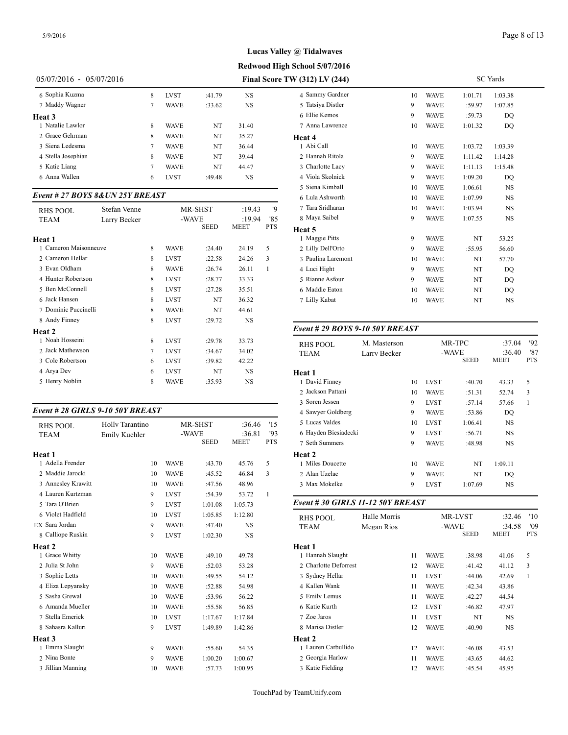**Lucas Valley @ Tidalwaves**

**Redwood High School 5/07/2016**

05/07/2016 - 05/07/2016 **Final Score TW (312) LV (244)** SC Yards

| Name | Age | Team | Seed | Meet | Pts |
|---|---|---|---|---|---|
| 6 Sophia Kuzma | 8 | LVST | :41.79 | NS | |
| 7 Maddy Wagner | 7 | WAVE | :33.62 | NS | |
| **Heat 3** | | | | | |
| 1 Natalie Lawlor | 8 | WAVE | NT | 31.40 | |
| 2 Grace Gehrman | 8 | WAVE | NT | 35.27 | |
| 3 Siena Ledesma | 7 | WAVE | NT | 36.44 | |
| 4 Stella Josephian | 8 | WAVE | NT | 39.44 | |
| 5 Katie Liang | 7 | WAVE | NT | 44.47 | |
| 6 Anna Wallen | 6 | LVST | :49.48 | NS | |

### Event # 27 BOYS 8&UN 25Y BREAST

| RHS POOL | Stefan Venne | | MR-SHST | :19.43 | '9 |
|---|---|---|---|---|---|
| TEAM | Larry Becker | | -WAVE | :19.94 | '85 |
| | | | SEED | MEET | PTS |
| **Heat 1** | | | | | |
| 1 Cameron Maisonneuve | 8 | WAVE | :24.40 | 24.19 | 5 |
| 2 Cameron Hellar | 8 | LVST | :22.58 | 24.26 | 3 |
| 3 Evan Oldham | 8 | WAVE | :26.74 | 26.11 | 1 |
| 4 Hunter Robertson | 8 | LVST | :28.77 | 33.33 | |
| 5 Ben McConnell | 8 | LVST | :27.28 | 35.51 | |
| 6 Jack Hansen | 8 | LVST | NT | 36.32 | |
| 7 Dominic Puccinelli | 8 | WAVE | NT | 44.61 | |
| 8 Andy Finney | 8 | LVST | :29.72 | NS | |
| **Heat 2** | | | | | |
| 1 Noah Hosseini | 8 | LVST | :29.78 | 33.73 | |
| 2 Jack Mathewson | 7 | LVST | :34.67 | 34.02 | |
| 3 Cole Robertson | 6 | LVST | :39.82 | 42.22 | |
| 4 Arya Dev | 6 | LVST | NT | NS | |
| 5 Henry Noblin | 8 | WAVE | :35.93 | NS | |

### Event # 28 GIRLS 9-10 50Y BREAST

| RHS POOL | Holly Tarantino | | MR-SHST | :36.46 | '15 |
|---|---|---|---|---|---|
| TEAM | Emily Kuehler | | -WAVE | :36.81 | '93 |
| | | | SEED | MEET | PTS |
| **Heat 1** | | | | | |
| 1 Adella Frender | 10 | WAVE | :43.70 | 45.76 | 5 |
| 2 Maddie Jarocki | 10 | WAVE | :45.52 | 46.84 | 3 |
| 3 Annesley Krawitt | 10 | WAVE | :47.56 | 48.96 | |
| 4 Lauren Kurtzman | 9 | LVST | :54.39 | 53.72 | 1 |
| 5 Tara O'Brien | 9 | LVST | 1:01.08 | 1:05.73 | |
| 6 Violet Hadfield | 10 | LVST | 1:05.85 | 1:12.80 | |
| EX Sara Jordan | 9 | WAVE | :47.40 | NS | |
| 8 Calliope Ruskin | 9 | LVST | 1:02.30 | NS | |
| **Heat 2** | | | | | |
| 1 Grace Whitty | 10 | WAVE | :49.10 | 49.78 | |
| 2 Julia St John | 9 | WAVE | :52.03 | 53.28 | |
| 3 Sophie Letts | 10 | WAVE | :49.55 | 54.12 | |
| 4 Eliza Lepyansky | 10 | WAVE | :52.88 | 54.98 | |
| 5 Sasha Grewal | 10 | WAVE | :53.96 | 56.22 | |
| 6 Amanda Mueller | 10 | WAVE | :55.58 | 56.85 | |
| 7 Stella Emerick | 10 | LVST | 1:17.67 | 1:17.84 | |
| 8 Sahasra Kalluri | 9 | LVST | 1:49.89 | 1:42.86 | |
| **Heat 3** | | | | | |
| 1 Emma Slaught | 9 | WAVE | :55.60 | 54.35 | |
| 2 Nina Bonte | 9 | WAVE | 1:00.20 | 1:00.67 | |
| 3 Jillian Manning | 10 | WAVE | :57.73 | 1:00.95 | |
| 4 Sammy Gardner | 10 | WAVE | 1:01.71 | 1:03.38 | |
| 5 Tatsiya Distler | 9 | WAVE | :59.97 | 1:07.85 | |
| 6 Ellie Kemos | 9 | WAVE | :59.73 | DQ | |
| 7 Anna Lawrence | 10 | WAVE | 1:01.32 | DQ | |
| **Heat 4** | | | | | |
| 1 Abi Call | 10 | WAVE | 1:03.72 | 1:03.39 | |
| 2 Hannah Ritola | 9 | WAVE | 1:11.42 | 1:14.28 | |
| 3 Charlotte Lacy | 9 | WAVE | 1:11.13 | 1:15.48 | |
| 4 Viola Skolnick | 9 | WAVE | 1:09.20 | DQ | |
| 5 Siena Kimball | 10 | WAVE | 1:06.61 | NS | |
| 6 Lula Ashworth | 10 | WAVE | 1:07.99 | NS | |
| 7 Tara Sridharan | 10 | WAVE | 1:03.94 | NS | |
| 8 Maya Saibel | 9 | WAVE | 1:07.55 | NS | |
| **Heat 5** | | | | | |
| 1 Maggie Pitts | 9 | WAVE | NT | 53.25 | |
| 2 Lilly Dell'Orto | 9 | WAVE | :55.95 | 56.60 | |
| 3 Paulina Laremont | 10 | WAVE | NT | 57.70 | |
| 4 Luci Hight | 9 | WAVE | NT | DQ | |
| 5 Rianne Asfour | 9 | WAVE | NT | DQ | |
| 6 Maddie Eaton | 10 | WAVE | NT | DQ | |
| 7 Lilly Kabat | 10 | WAVE | NT | NS | |

### Event # 29 BOYS 9-10 50Y BREAST

| RHS POOL | M. Masterson | | MR-TPC | :37.04 | '92 |
|---|---|---|---|---|---|
| TEAM | Larry Becker | | -WAVE | :36.40 | '87 |
| | | | SEED | MEET | PTS |
| **Heat 1** | | | | | |
| 1 David Finney | 10 | LVST | :40.70 | 43.33 | 5 |
| 2 Jackson Pattani | 10 | WAVE | :51.31 | 52.74 | 3 |
| 3 Soren Jessen | 9 | LVST | :57.14 | 57.66 | 1 |
| 4 Sawyer Goldberg | 9 | WAVE | :53.86 | DQ | |
| 5 Lucas Valdes | 10 | LVST | 1:06.41 | NS | |
| 6 Hayden Biesiadecki | 9 | LVST | :56.71 | NS | |
| 7 Seth Summers | 9 | WAVE | :48.98 | NS | |
| **Heat 2** | | | | | |
| 1 Miles Doucette | 10 | WAVE | NT | 1:09.11 | |
| 2 Alan Uzelac | 9 | WAVE | NT | DQ | |
| 3 Max Mokelke | 9 | LVST | 1:07.69 | NS | |

### Event # 30 GIRLS 11-12 50Y BREAST

| RHS POOL | Halle Morris | | MR-LVST | :32.46 | '10 |
|---|---|---|---|---|---|
| TEAM | Megan Rios | | -WAVE | :34.58 | '09 |
| | | | SEED | MEET | PTS |
| **Heat 1** | | | | | |
| 1 Hannah Slaught | 11 | WAVE | :38.98 | 41.06 | 5 |
| 2 Charlotte Deforrest | 12 | WAVE | :41.42 | 41.12 | 3 |
| 3 Sydney Hellar | 11 | LVST | :44.06 | 42.69 | 1 |
| 4 Kallen Wank | 11 | WAVE | :42.34 | 43.86 | |
| 5 Emily Lemus | 11 | WAVE | :42.27 | 44.54 | |
| 6 Katie Kurth | 12 | LVST | :46.82 | 47.97 | |
| 7 Zoe Jaros | 11 | LVST | NT | NS | |
| 8 Marisa Distler | 12 | WAVE | :40.90 | NS | |
| **Heat 2** | | | | | |
| 1 Lauren Carbullido | 12 | WAVE | :46.08 | 43.53 | |
| 2 Georgia Harlow | 11 | WAVE | :43.65 | 44.62 | |
| 3 Katie Fielding | 12 | WAVE | :45.54 | 45.95 | |

TouchPad by TeamUnify.com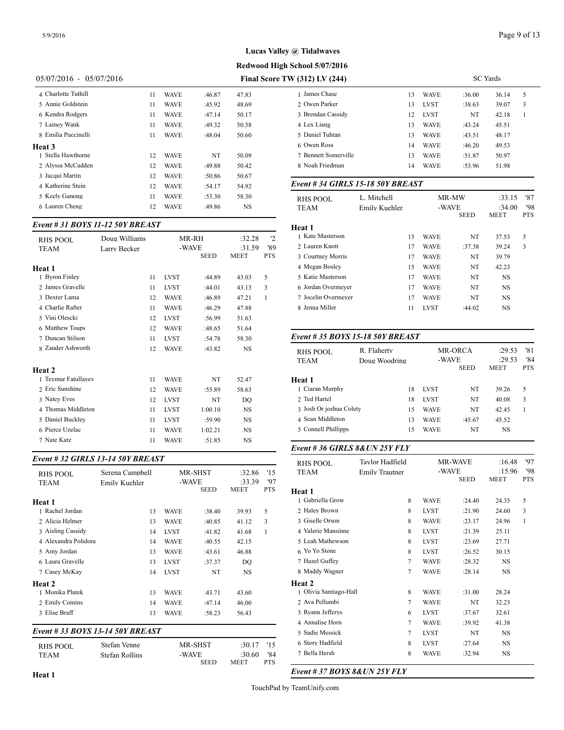**Lucas Valley @ Tidalwaves**

**Redwood High School 5/07/2016**

05/07/2016 - 05/07/2016 **Final Score TW (312) LV (244)** SC Yards

| | Name | Age | Team | Seed | Finals | Pts |
|---|---|---|---|---|---|---|
| 4 | Charlotte Tuthill | 11 | WAVE | :46.87 | 47.83 | |
| 5 | Annie Goldstein | 11 | WAVE | :45.92 | 48.69 | |
| 6 | Kendra Rodgers | 11 | WAVE | :47.14 | 50.17 | |
| 7 | Lainey Wank | 11 | WAVE | :49.32 | 50.58 | |
| 8 | Emilia Puccinelli | 11 | WAVE | :48.04 | 50.60 | |

**Heat 3**

| | Name | Age | Team | Seed | Finals | Pts |
|---|---|---|---|---|---|---|
| 1 | Stella Hawthorne | 12 | WAVE | NT | 50.09 | |
| 2 | Alyssa McCadden | 12 | WAVE | :49.88 | 50.42 | |
| 3 | Jacqui Martin | 12 | WAVE | :50.86 | 50.67 | |
| 4 | Katherine Stein | 12 | WAVE | :54.17 | 54.92 | |
| 5 | Keely Ganong | 11 | WAVE | :53.30 | 58.30 | |
| 6 | Lauren Cheng | 12 | WAVE | :49.86 | NS | |

### Event # 31 BOYS 11-12 50Y BREAST

| RHS POOL | Doug Williams | MR-RH | :32.28 | '2 |
|---|---|---|---|---|
| TEAM | Larry Becker | -WAVE | :31.59 | '89 |
| | | SEED | MEET | PTS |

**Heat 1**

| | Name | Age | Team | Seed | Finals | Pts |
|---|---|---|---|---|---|---|
| 1 | Byron Finley | 11 | LVST | :44.89 | 43.03 | 5 |
| 2 | James Gravelle | 11 | LVST | :44.01 | 43.13 | 3 |
| 3 | Dexter Lama | 12 | WAVE | :46.89 | 47.21 | 1 |
| 4 | Charlie Rafter | 11 | WAVE | :46.29 | 47.88 | |
| 5 | Vini Olescki | 12 | LVST | :56.99 | 51.63 | |
| 6 | Matthew Toups | 12 | WAVE | :48.65 | 51.64 | |
| 7 | Duncan Stilson | 11 | LVST | :54.78 | 58.30 | |
| 8 | Zander Ashworth | 12 | WAVE | :43.82 | NS | |

**Heat 2**

| | Name | Age | Team | Seed | Finals | Pts |
|---|---|---|---|---|---|---|
| 1 | Teymur Fatullayev | 11 | WAVE | NT | 52.47 | |
| 2 | Eric Sunshine | 12 | WAVE | :55.89 | 58.63 | |
| 3 | Natey Eves | 12 | LVST | NT | DQ | |
| 4 | Thomas Middleton | 11 | LVST | 1:00.10 | NS | |
| 5 | Daniel Buckley | 11 | LVST | :59.90 | NS | |
| 6 | Pierce Uzelac | 11 | WAVE | 1:02.21 | NS | |
| 7 | Nate Katz | 11 | WAVE | :51.85 | NS | |

### Event # 32 GIRLS 13-14 50Y BREAST

| RHS POOL | Serena Campbell | MR-SHST | :32.86 | '15 |
|---|---|---|---|---|
| TEAM | Emily Kuehler | -WAVE | :33.39 | '97 |
| | | SEED | MEET | PTS |

**Heat 1**

| | Name | Age | Team | Seed | Finals | Pts |
|---|---|---|---|---|---|---|
| 1 | Rachel Jordan | 13 | WAVE | :38.40 | 39.93 | 5 |
| 2 | Alicia Helmer | 13 | WAVE | :40.85 | 41.12 | 3 |
| 3 | Aisling Cassidy | 14 | LVST | :41.82 | 41.68 | 1 |
| 4 | Alexandra Polidora | 14 | WAVE | :40.55 | 42.15 | |
| 5 | Amy Jordan | 13 | WAVE | :43.61 | 46.88 | |
| 6 | Laura Gravelle | 13 | LVST | :37.37 | DQ | |
| 7 | Casey McKay | 14 | LVST | NT | NS | |

**Heat 2**

| | Name | Age | Team | Seed | Finals | Pts |
|---|---|---|---|---|---|---|
| 1 | Monika Platek | 13 | WAVE | :43.71 | 43.60 | |
| 2 | Emily Comins | 14 | WAVE | :47.14 | 46.00 | |
| 3 | Elise Braff | 13 | WAVE | :58.23 | 56.43 | |

### Event # 33 BOYS 13-14 50Y BREAST

| RHS POOL | Stefan Venne | MR-SHST | :30.17 | '15 |
|---|---|---|---|---|
| TEAM | Stefan Rollins | -WAVE | :30.60 | '84 |
| | | SEED | MEET | PTS |

**Heat 1**

| | Name | Age | Team | Seed | Finals | Pts |
|---|---|---|---|---|---|---|
| 1 | James Chase | 13 | WAVE | :36.00 | 36.14 | 5 |
| 2 | Owen Parker | 13 | LVST | :38.63 | 39.07 | 3 |
| 3 | Brendan Cassidy | 12 | LVST | NT | 42.18 | 1 |
| 4 | Lex Liang | 13 | WAVE | :43.24 | 45.51 | |
| 5 | Daniel Tuhtan | 13 | WAVE | :43.51 | 48.17 | |
| 6 | Owen Ross | 14 | WAVE | :46.20 | 49.53 | |
| 7 | Bennett Somerville | 13 | WAVE | :51.87 | 50.97 | |
| 8 | Noah Friedman | 14 | WAVE | :53.96 | 51.98 | |

### Event # 34 GIRLS 15-18 50Y BREAST

| RHS POOL | L. Mitchell | MR-MW | :33.15 | '87 |
|---|---|---|---|---|
| TEAM | Emily Kuehler | -WAVE | :34.00 | '98 |
| | | SEED | MEET | PTS |

**Heat 1**

| | Name | Age | Team | Seed | Finals | Pts |
|---|---|---|---|---|---|---|
| 1 | Kate Masterson | 15 | WAVE | NT | 37.53 | 5 |
| 2 | Lauren Knott | 17 | WAVE | :37.38 | 39.24 | 3 |
| 3 | Courtney Morris | 17 | WAVE | NT | 39.79 | |
| 4 | Megan Bosley | 15 | WAVE | NT | 42.23 | |
| 5 | Katie Masterson | 17 | WAVE | NT | NS | |
| 6 | Jordan Overmeyer | 17 | WAVE | NT | NS | |
| 7 | Jocelin Overmeyer | 17 | WAVE | NT | NS | |
| 8 | Jenna Miller | 11 | LVST | :44.02 | NS | |

### Event # 35 BOYS 15-18 50Y BREAST

| RHS POOL | R. Flaherty | MR-ORCA | :29.53 | '81 |
|---|---|---|---|---|
| TEAM | Doug Woodring | -WAVE | :29.53 | '84 |
| | | SEED | MEET | PTS |

**Heat 1**

| | Name | Age | Team | Seed | Finals | Pts |
|---|---|---|---|---|---|---|
| 1 | Ciaran Murphy | 18 | LVST | NT | 39.26 | 5 |
| 2 | Ted Hartel | 18 | LVST | NT | 40.08 | 3 |
| 3 | Josh Or joshua Colety | 15 | WAVE | NT | 42.45 | 1 |
| 4 | Sean Middleton | 13 | WAVE | :45.67 | 45.52 | |
| 5 | Connell Phillipps | 15 | WAVE | NT | NS | |

### Event # 36 GIRLS 8&UN 25Y FLY

| RHS POOL | Taylor Hadfield | MR-WAVE | :16.48 | '97 |
|---|---|---|---|---|
| TEAM | Emily Trautner | -WAVE | :15.96 | '98 |
| | | SEED | MEET | PTS |

**Heat 1**

| | Name | Age | Team | Seed | Finals | Pts |
|---|---|---|---|---|---|---|
| 1 | Gabriella Grow | 8 | WAVE | :24.40 | 24.35 | 5 |
| 2 | Haley Brown | 8 | LVST | :21.90 | 24.60 | 3 |
| 3 | Giselle Orson | 8 | WAVE | :23.17 | 24.96 | 1 |
| 4 | Valerie Mansinne | 8 | LVST | :21.39 | 25.11 | |
| 5 | Leah Mathewson | 8 | LVST | :23.69 | 27.71 | |
| 6 | Yo Yo Stone | 8 | LVST | :26.52 | 30.15 | |
| 7 | Hazel Guffey | 7 | WAVE | :28.32 | NS | |
| 8 | Maddy Wagner | 7 | WAVE | :28.14 | NS | |

**Heat 2**

| | Name | Age | Team | Seed | Finals | Pts |
|---|---|---|---|---|---|---|
| 1 | Olivia Santiago-Hall | 8 | WAVE | :31.00 | 28.24 | |
| 2 | Ava Pellumbi | 7 | WAVE | NT | 32.23 | |
| 3 | Ryann Jefferys | 6 | LVST | :37.67 | 32.61 | |
| 4 | Annalise Horn | 7 | WAVE | :39.92 | 41.38 | |
| 5 | Sadie Messick | 7 | LVST | NT | NS | |
| 6 | Story Hadfield | 8 | LVST | :27.64 | NS | |
| 7 | Bella Hersh | 8 | WAVE | :32.94 | NS | |

### Event # 37 BOYS 8&UN 25Y FLY

TouchPad by TeamUnify.com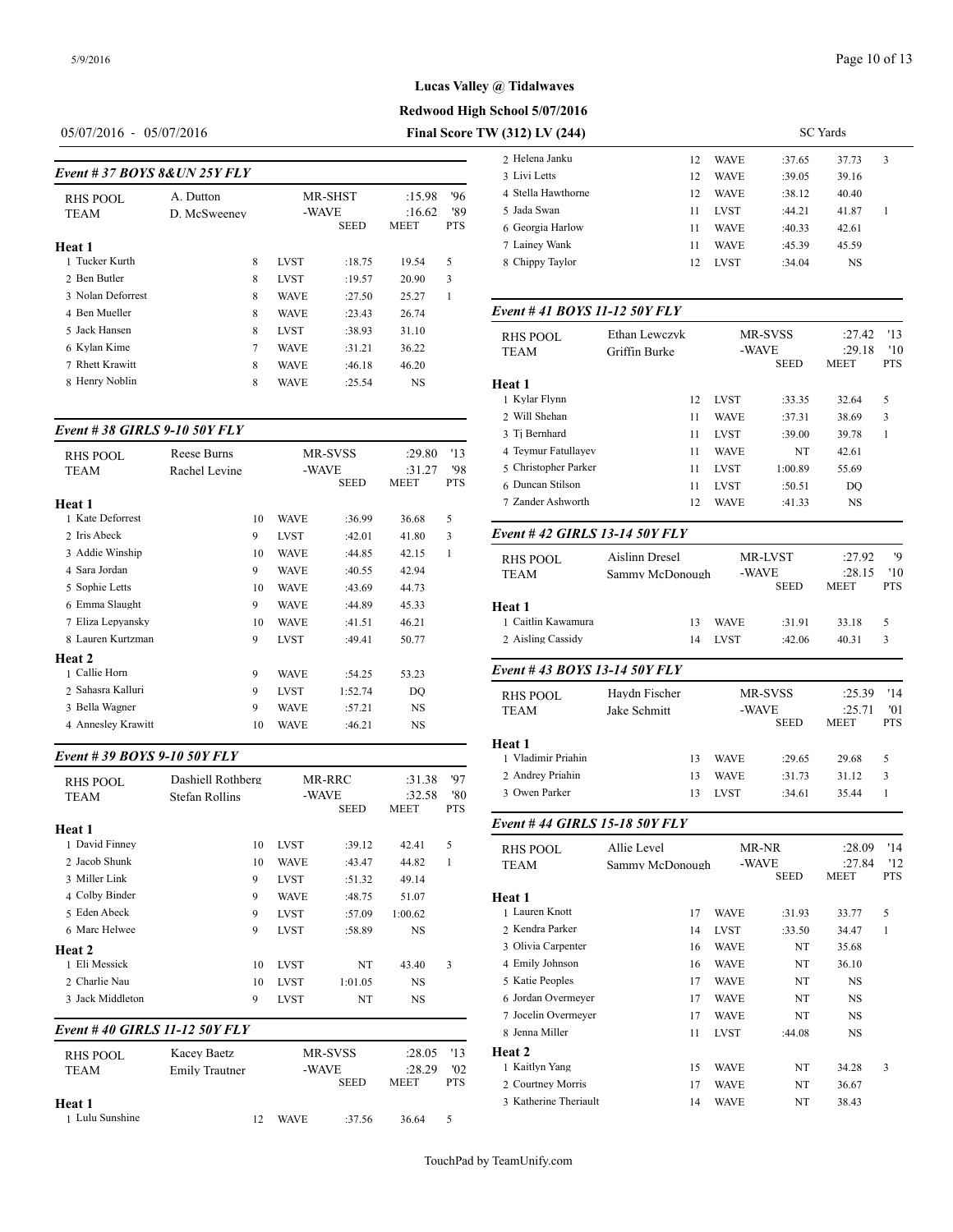**Lucas Valley @ Tidalwaves**

**Redwood High School 5/07/2016**

05/07/2016 - 05/07/2016 **Final Score TW (312) LV (244)** SC Yards

### Event # 37 BOYS 8&UN 25Y FLY

| RHS POOL | A. Dutton | MR-SHST | :15.98 | '96 |
|---|---|---|---|---|
| TEAM | D. McSweeney | -WAVE | :16.62 | '89 |
| | | SEED | MEET | PTS |

**Heat 1**

| Place | Name | Age | Team | Seed | Time | Pts |
|---|---|---|---|---|---|---|
| 1 | Tucker Kurth | 8 | LVST | :18.75 | 19.54 | 5 |
| 2 | Ben Butler | 8 | LVST | :19.57 | 20.90 | 3 |
| 3 | Nolan Deforrest | 8 | WAVE | :27.50 | 25.27 | 1 |
| 4 | Ben Mueller | 8 | WAVE | :23.43 | 26.74 | |
| 5 | Jack Hansen | 8 | LVST | :38.93 | 31.10 | |
| 6 | Kylan Kime | 7 | WAVE | :31.21 | 36.22 | |
| 7 | Rhett Krawitt | 8 | WAVE | :46.18 | 46.20 | |
| 8 | Henry Noblin | 8 | WAVE | :25.54 | NS | |

### Event # 38 GIRLS 9-10 50Y FLY

| RHS POOL | Reese Burns | MR-SVSS | :29.80 | '13 |
|---|---|---|---|---|
| TEAM | Rachel Levine | -WAVE | :31.27 | '98 |
| | | SEED | MEET | PTS |

**Heat 1**

| Place | Name | Age | Team | Seed | Time | Pts |
|---|---|---|---|---|---|---|
| 1 | Kate Deforrest | 10 | WAVE | :36.99 | 36.68 | 5 |
| 2 | Iris Abeck | 9 | LVST | :42.01 | 41.80 | 3 |
| 3 | Addie Winship | 10 | WAVE | :44.85 | 42.15 | 1 |
| 4 | Sara Jordan | 9 | WAVE | :40.55 | 42.94 | |
| 5 | Sophie Letts | 10 | WAVE | :43.69 | 44.73 | |
| 6 | Emma Slaught | 9 | WAVE | :44.89 | 45.33 | |
| 7 | Eliza Lepyansky | 10 | WAVE | :41.51 | 46.21 | |
| 8 | Lauren Kurtzman | 9 | LVST | :49.41 | 50.77 | |

**Heat 2**

| Place | Name | Age | Team | Seed | Time | Pts |
|---|---|---|---|---|---|---|
| 1 | Callie Horn | 9 | WAVE | :54.25 | 53.23 | |
| 2 | Sahasra Kalluri | 9 | LVST | 1:52.74 | DQ | |
| 3 | Bella Wagner | 9 | WAVE | :57.21 | NS | |
| 4 | Annesley Krawitt | 10 | WAVE | :46.21 | NS | |

### Event # 39 BOYS 9-10 50Y FLY

| RHS POOL | Dashiell Rothberg | MR-RRC | :31.38 | '97 |
|---|---|---|---|---|
| TEAM | Stefan Rollins | -WAVE | :32.58 | '80 |
| | | SEED | MEET | PTS |

**Heat 1**

| Place | Name | Age | Team | Seed | Time | Pts |
|---|---|---|---|---|---|---|
| 1 | David Finney | 10 | LVST | :39.12 | 42.41 | 5 |
| 2 | Jacob Shunk | 10 | WAVE | :43.47 | 44.82 | 1 |
| 3 | Miller Link | 9 | LVST | :51.32 | 49.14 | |
| 4 | Colby Binder | 9 | WAVE | :48.75 | 51.07 | |
| 5 | Eden Abeck | 9 | LVST | :57.09 | 1:00.62 | |
| 6 | Marc Helwee | 9 | LVST | :58.89 | NS | |

**Heat 2**

| Place | Name | Age | Team | Seed | Time | Pts |
|---|---|---|---|---|---|---|
| 1 | Eli Messick | 10 | LVST | NT | 43.40 | 3 |
| 2 | Charlie Nau | 10 | LVST | 1:01.05 | NS | |
| 3 | Jack Middleton | 9 | LVST | NT | NS | |

### Event # 40 GIRLS 11-12 50Y FLY

| RHS POOL | Kacey Baetz | MR-SVSS | :28.05 | '13 |
|---|---|---|---|---|
| TEAM | Emily Trautner | -WAVE | :28.29 | '02 |
| | | SEED | MEET | PTS |

**Heat 1**

| Place | Name | Age | Team | Seed | Time | Pts |
|---|---|---|---|---|---|---|
| 1 | Lulu Sunshine | 12 | WAVE | :37.56 | 36.64 | 5 |
| 2 | Helena Janku | 12 | WAVE | :37.65 | 37.73 | 3 |
| 3 | Livi Letts | 12 | WAVE | :39.05 | 39.16 | |
| 4 | Stella Hawthorne | 12 | WAVE | :38.12 | 40.40 | |
| 5 | Jada Swan | 11 | LVST | :44.21 | 41.87 | 1 |
| 6 | Georgia Harlow | 11 | WAVE | :40.33 | 42.61 | |
| 7 | Lainey Wank | 11 | WAVE | :45.39 | 45.59 | |
| 8 | Chippy Taylor | 12 | LVST | :34.04 | NS | |

### Event # 41 BOYS 11-12 50Y FLY

| RHS POOL | Ethan Lewczyk | MR-SVSS | :27.42 | '13 |
|---|---|---|---|---|
| TEAM | Griffin Burke | -WAVE | :29.18 | '10 |
| | | SEED | MEET | PTS |

**Heat 1**

| Place | Name | Age | Team | Seed | Time | Pts |
|---|---|---|---|---|---|---|
| 1 | Kylar Flynn | 12 | LVST | :33.35 | 32.64 | 5 |
| 2 | Will Shehan | 11 | WAVE | :37.31 | 38.69 | 3 |
| 3 | Tj Bernhard | 11 | LVST | :39.00 | 39.78 | 1 |
| 4 | Teymur Fatullayev | 11 | WAVE | NT | 42.61 | |
| 5 | Christopher Parker | 11 | LVST | 1:00.89 | 55.69 | |
| 6 | Duncan Stilson | 11 | LVST | :50.51 | DQ | |
| 7 | Zander Ashworth | 12 | WAVE | :41.33 | NS | |

### Event # 42 GIRLS 13-14 50Y FLY

| RHS POOL | Aislinn Dresel | MR-LVST | :27.92 | '9 |
|---|---|---|---|---|
| TEAM | Sammy McDonough | -WAVE | :28.15 | '10 |
| | | SEED | MEET | PTS |

**Heat 1**

| Place | Name | Age | Team | Seed | Time | Pts |
|---|---|---|---|---|---|---|
| 1 | Caitlin Kawamura | 13 | WAVE | :31.91 | 33.18 | 5 |
| 2 | Aisling Cassidy | 14 | LVST | :42.06 | 40.31 | 3 |

### Event # 43 BOYS 13-14 50Y FLY

| RHS POOL | Haydn Fischer | MR-SVSS | :25.39 | '14 |
|---|---|---|---|---|
| TEAM | Jake Schmitt | -WAVE | :25.71 | '01 |
| | | SEED | MEET | PTS |

**Heat 1**

| Place | Name | Age | Team | Seed | Time | Pts |
|---|---|---|---|---|---|---|
| 1 | Vladimir Priahin | 13 | WAVE | :29.65 | 29.68 | 5 |
| 2 | Andrey Priahin | 13 | WAVE | :31.73 | 31.12 | 3 |
| 3 | Owen Parker | 13 | LVST | :34.61 | 35.44 | 1 |

### Event # 44 GIRLS 15-18 50Y FLY

| RHS POOL | Allie Level | MR-NR | :28.09 | '14 |
|---|---|---|---|---|
| TEAM | Sammy McDonough | -WAVE | :27.84 | '12 |
| | | SEED | MEET | PTS |

**Heat 1**

| Place | Name | Age | Team | Seed | Time | Pts |
|---|---|---|---|---|---|---|
| 1 | Lauren Knott | 17 | WAVE | :31.93 | 33.77 | 5 |
| 2 | Kendra Parker | 14 | LVST | :33.50 | 34.47 | 1 |
| 3 | Olivia Carpenter | 16 | WAVE | NT | 35.68 | |
| 4 | Emily Johnson | 16 | WAVE | NT | 36.10 | |
| 5 | Katie Peoples | 17 | WAVE | NT | NS | |
| 6 | Jordan Overmeyer | 17 | WAVE | NT | NS | |
| 7 | Jocelin Overmeyer | 17 | WAVE | NT | NS | |
| 8 | Jenna Miller | 11 | LVST | :44.08 | NS | |

**Heat 2**

| Place | Name | Age | Team | Seed | Time | Pts |
|---|---|---|---|---|---|---|
| 1 | Kaitlyn Yang | 15 | WAVE | NT | 34.28 | 3 |
| 2 | Courtney Morris | 17 | WAVE | NT | 36.67 | |
| 3 | Katherine Theriault | 14 | WAVE | NT | 38.43 | |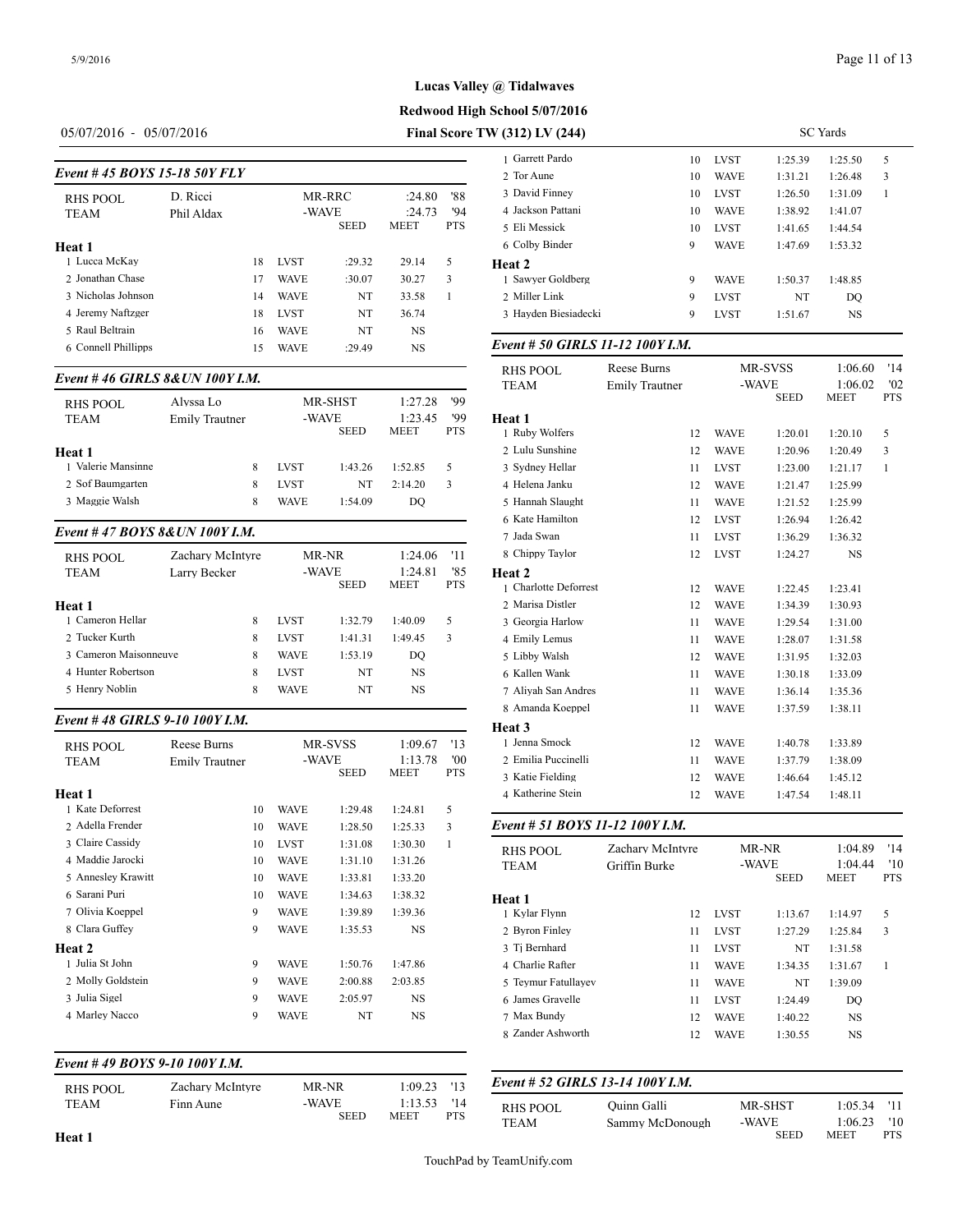**Lucas Valley @ Tidalwaves**

**Redwood High School 5/07/2016**

05/07/2016 - 05/07/2016 **Final Score TW (312) LV (244)** SC Yards

### Event # 45 BOYS 15-18 50Y FLY

| | | | | | | |
|---|---|---|---|---|---|---|
| RHS POOL | D. Ricci | | MR-RRC | | :24.80 | '88 |
| TEAM | Phil Aldax | | -WAVE | | :24.73 | '94 |
| | | | | SEED | MEET | PTS |
| **Heat 1** | | | | | | |
| 1 Lucca McKay | | 18 | LVST | :29.32 | 29.14 | 5 |
| 2 Jonathan Chase | | 17 | WAVE | :30.07 | 30.27 | 3 |
| 3 Nicholas Johnson | | 14 | WAVE | NT | 33.58 | 1 |
| 4 Jeremy Naftzger | | 18 | LVST | NT | 36.74 | |
| 5 Raul Beltrain | | 16 | WAVE | NT | NS | |
| 6 Connell Phillipps | | 15 | WAVE | :29.49 | NS | |

### Event # 46 GIRLS 8&UN 100Y I.M.

| | | | | | | |
|---|---|---|---|---|---|---|
| RHS POOL | Alyssa Lo | | MR-SHST | | 1:27.28 | '99 |
| TEAM | Emily Trautner | | -WAVE | | 1:23.45 | '99 |
| | | | | SEED | MEET | PTS |
| **Heat 1** | | | | | | |
| 1 Valerie Mansinne | | 8 | LVST | 1:43.26 | 1:52.85 | 5 |
| 2 Sof Baumgarten | | 8 | LVST | NT | 2:14.20 | 3 |
| 3 Maggie Walsh | | 8 | WAVE | 1:54.09 | DQ | |

### Event # 47 BOYS 8&UN 100Y I.M.

| | | | | | | |
|---|---|---|---|---|---|---|
| RHS POOL | Zachary McIntyre | | MR-NR | | 1:24.06 | '11 |
| TEAM | Larry Becker | | -WAVE | | 1:24.81 | '85 |
| | | | | SEED | MEET | PTS |
| **Heat 1** | | | | | | |
| 1 Cameron Hellar | | 8 | LVST | 1:32.79 | 1:40.09 | 5 |
| 2 Tucker Kurth | | 8 | LVST | 1:41.31 | 1:49.45 | 3 |
| 3 Cameron Maisonneuve | | 8 | WAVE | 1:53.19 | DQ | |
| 4 Hunter Robertson | | 8 | LVST | NT | NS | |
| 5 Henry Noblin | | 8 | WAVE | NT | NS | |

### Event # 48 GIRLS 9-10 100Y I.M.

| | | | | | | |
|---|---|---|---|---|---|---|
| RHS POOL | Reese Burns | | MR-SVSS | | 1:09.67 | '13 |
| TEAM | Emily Trautner | | -WAVE | | 1:13.78 | '00 |
| | | | | SEED | MEET | PTS |
| **Heat 1** | | | | | | |
| 1 Kate Deforrest | | 10 | WAVE | 1:29.48 | 1:24.81 | 5 |
| 2 Adella Frender | | 10 | WAVE | 1:28.50 | 1:25.33 | 3 |
| 3 Claire Cassidy | | 10 | LVST | 1:31.08 | 1:30.30 | 1 |
| 4 Maddie Jarocki | | 10 | WAVE | 1:31.10 | 1:31.26 | |
| 5 Annesley Krawitt | | 10 | WAVE | 1:33.81 | 1:33.20 | |
| 6 Sarani Puri | | 10 | WAVE | 1:34.63 | 1:38.32 | |
| 7 Olivia Koeppel | | 9 | WAVE | 1:39.89 | 1:39.36 | |
| 8 Clara Guffey | | 9 | WAVE | 1:35.53 | NS | |
| **Heat 2** | | | | | | |
| 1 Julia St John | | 9 | WAVE | 1:50.76 | 1:47.86 | |
| 2 Molly Goldstein | | 9 | WAVE | 2:00.88 | 2:03.85 | |
| 3 Julia Sigel | | 9 | WAVE | 2:05.97 | NS | |
| 4 Marley Nacco | | 9 | WAVE | NT | NS | |

### Event # 49 BOYS 9-10 100Y I.M.

| | | | | | | |
|---|---|---|---|---|---|---|
| RHS POOL | Zachary McIntyre | | MR-NR | | 1:09.23 | '13 |
| TEAM | Finn Aune | | -WAVE | | 1:13.53 | '14 |
| | | | | SEED | MEET | PTS |
| **Heat 1** | | | | | | |
| 1 Garrett Pardo | | 10 | LVST | 1:25.39 | 1:25.50 | 5 |
| 2 Tor Aune | | 10 | WAVE | 1:31.21 | 1:26.48 | 3 |
| 3 David Finney | | 10 | LVST | 1:26.50 | 1:31.09 | 1 |
| 4 Jackson Pattani | | 10 | WAVE | 1:38.92 | 1:41.07 | |
| 5 Eli Messick | | 10 | LVST | 1:41.65 | 1:44.54 | |
| 6 Colby Binder | | 9 | WAVE | 1:47.69 | 1:53.32 | |
| **Heat 2** | | | | | | |
| 1 Sawyer Goldberg | | 9 | WAVE | 1:50.37 | 1:48.85 | |
| 2 Miller Link | | 9 | LVST | NT | DQ | |
| 3 Hayden Biesiadecki | | 9 | LVST | 1:51.67 | NS | |

### Event # 50 GIRLS 11-12 100Y I.M.

| | | | | | | |
|---|---|---|---|---|---|---|
| RHS POOL | Reese Burns | | MR-SVSS | | 1:06.60 | '14 |
| TEAM | Emily Trautner | | -WAVE | | 1:06.02 | '02 |
| | | | | SEED | MEET | PTS |
| **Heat 1** | | | | | | |
| 1 Ruby Wolfers | | 12 | WAVE | 1:20.01 | 1:20.10 | 5 |
| 2 Lulu Sunshine | | 12 | WAVE | 1:20.96 | 1:20.49 | 3 |
| 3 Sydney Hellar | | 11 | LVST | 1:23.00 | 1:21.17 | 1 |
| 4 Helena Janku | | 12 | WAVE | 1:21.47 | 1:25.99 | |
| 5 Hannah Slaught | | 11 | WAVE | 1:21.52 | 1:25.99 | |
| 6 Kate Hamilton | | 12 | LVST | 1:26.94 | 1:26.42 | |
| 7 Jada Swan | | 11 | LVST | 1:36.29 | 1:36.32 | |
| 8 Chippy Taylor | | 12 | LVST | 1:24.27 | NS | |
| **Heat 2** | | | | | | |
| 1 Charlotte Deforrest | | 12 | WAVE | 1:22.45 | 1:23.41 | |
| 2 Marisa Distler | | 12 | WAVE | 1:34.39 | 1:30.93 | |
| 3 Georgia Harlow | | 11 | WAVE | 1:29.54 | 1:31.00 | |
| 4 Emily Lemus | | 11 | WAVE | 1:28.07 | 1:31.58 | |
| 5 Libby Walsh | | 12 | WAVE | 1:31.95 | 1:32.03 | |
| 6 Kallen Wank | | 11 | WAVE | 1:30.18 | 1:33.09 | |
| 7 Aliyah San Andres | | 11 | WAVE | 1:36.14 | 1:35.36 | |
| 8 Amanda Koeppel | | 11 | WAVE | 1:37.59 | 1:38.11 | |
| **Heat 3** | | | | | | |
| 1 Jenna Smock | | 12 | WAVE | 1:40.78 | 1:33.89 | |
| 2 Emilia Puccinelli | | 11 | WAVE | 1:37.79 | 1:38.09 | |
| 3 Katie Fielding | | 12 | WAVE | 1:46.64 | 1:45.12 | |
| 4 Katherine Stein | | 12 | WAVE | 1:47.54 | 1:48.11 | |

### Event # 51 BOYS 11-12 100Y I.M.

| | | | | | | |
|---|---|---|---|---|---|---|
| RHS POOL | Zachary McIntyre | | MR-NR | | 1:04.89 | '14 |
| TEAM | Griffin Burke | | -WAVE | | 1:04.44 | '10 |
| | | | | SEED | MEET | PTS |
| **Heat 1** | | | | | | |
| 1 Kylar Flynn | | 12 | LVST | 1:13.67 | 1:14.97 | 5 |
| 2 Byron Finley | | 11 | LVST | 1:27.29 | 1:25.84 | 3 |
| 3 Tj Bernhard | | 11 | LVST | NT | 1:31.58 | |
| 4 Charlie Rafter | | 11 | WAVE | 1:34.35 | 1:31.67 | 1 |
| 5 Teymur Fatullayev | | 11 | WAVE | NT | 1:39.09 | |
| 6 James Gravelle | | 11 | LVST | 1:24.49 | DQ | |
| 7 Max Bundy | | 12 | WAVE | 1:40.22 | NS | |
| 8 Zander Ashworth | | 12 | WAVE | 1:30.55 | NS | |

### Event # 52 GIRLS 13-14 100Y I.M.

| | | | | | | |
|---|---|---|---|---|---|---|
| RHS POOL | Quinn Galli | | MR-SHST | | 1:05.34 | '11 |
| TEAM | Sammy McDonough | | -WAVE | | 1:06.23 | '10 |
| | | | | SEED | MEET | PTS |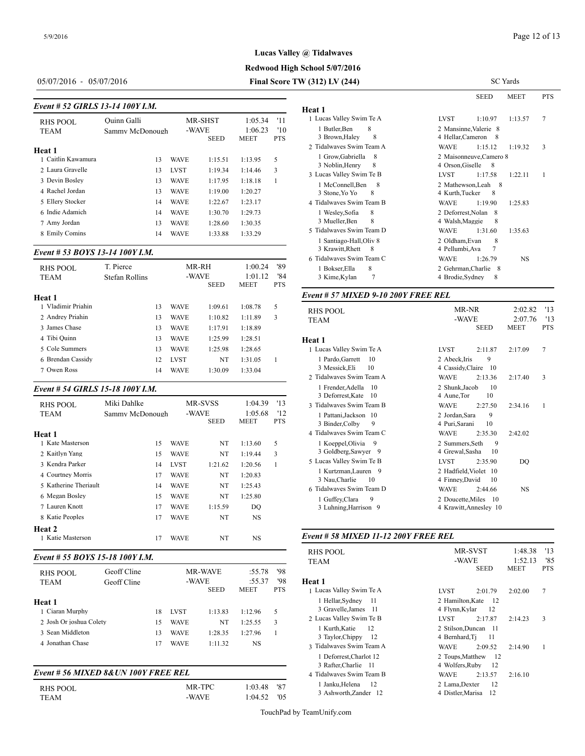**Lucas Valley @ Tidalwaves**

**Redwood High School 5/07/2016**

05/07/2016 - 05/07/2016 — **Final Score TW (312) LV (244)** — SC Yards

### Event # 52 GIRLS 13-14 100Y I.M.

| RHS POOL | Quinn Galli | | MR-SHST | 1:05.34 | '11 |
|---|---|---|---|---|---|
| TEAM | Sammy McDonough | | -WAVE | 1:06.23 | '10 |
| | | | SEED | MEET | PTS |
| **Heat 1** | | | | | |
| 1 Caitlin Kawamura | 13 | WAVE | 1:15.51 | 1:13.95 | 5 |
| 2 Laura Gravelle | 13 | LVST | 1:19.34 | 1:14.46 | 3 |
| 3 Devin Bosley | 13 | WAVE | 1:17.95 | 1:18.18 | 1 |
| 4 Rachel Jordan | 13 | WAVE | 1:19.00 | 1:20.27 | |
| 5 Ellery Stocker | 14 | WAVE | 1:22.67 | 1:23.17 | |
| 6 Indie Adamich | 14 | WAVE | 1:30.70 | 1:29.73 | |
| 7 Amy Jordan | 13 | WAVE | 1:28.60 | 1:30.35 | |
| 8 Emily Comins | 14 | WAVE | 1:33.88 | 1:33.29 | |

### Event # 53 BOYS 13-14 100Y I.M.

| RHS POOL | T. Pierce | | MR-RH | 1:00.24 | '89 |
|---|---|---|---|---|---|
| TEAM | Stefan Rollins | | -WAVE | 1:01.12 | '84 |
| | | | SEED | MEET | PTS |
| **Heat 1** | | | | | |
| 1 Vladimir Priahin | 13 | WAVE | 1:09.61 | 1:08.78 | 5 |
| 2 Andrey Priahin | 13 | WAVE | 1:10.82 | 1:11.89 | 3 |
| 3 James Chase | 13 | WAVE | 1:17.91 | 1:18.89 | |
| 4 Tibi Quinn | 13 | WAVE | 1:25.99 | 1:28.51 | |
| 5 Cole Summers | 13 | WAVE | 1:25.98 | 1:28.65 | |
| 6 Brendan Cassidy | 12 | LVST | NT | 1:31.05 | 1 |
| 7 Owen Ross | 14 | WAVE | 1:30.09 | 1:33.04 | |

### Event # 54 GIRLS 15-18 100Y I.M.

| RHS POOL | Miki Dahlke | | MR-SVSS | 1:04.39 | '13 |
|---|---|---|---|---|---|
| TEAM | Sammy McDonough | | -WAVE | 1:05.68 | '12 |
| | | | SEED | MEET | PTS |
| **Heat 1** | | | | | |
| 1 Kate Masterson | 15 | WAVE | NT | 1:13.60 | 5 |
| 2 Kaitlyn Yang | 15 | WAVE | NT | 1:19.44 | 3 |
| 3 Kendra Parker | 14 | LVST | 1:21.62 | 1:20.56 | 1 |
| 4 Courtney Morris | 17 | WAVE | NT | 1:20.83 | |
| 5 Katherine Theriault | 14 | WAVE | NT | 1:25.43 | |
| 6 Megan Bosley | 15 | WAVE | NT | 1:25.80 | |
| 7 Lauren Knott | 17 | WAVE | 1:15.59 | DQ | |
| 8 Katie Peoples | 17 | WAVE | NT | NS | |
| **Heat 2** | | | | | |
| 1 Katie Masterson | 17 | WAVE | NT | NS | |

### Event # 55 BOYS 15-18 100Y I.M.

| RHS POOL | Geoff Cline | | MR-WAVE | :55.78 | '98 |
|---|---|---|---|---|---|
| TEAM | Geoff Cline | | -WAVE | :55.37 | '98 |
| | | | SEED | MEET | PTS |
| **Heat 1** | | | | | |
| 1 Ciaran Murphy | 18 | LVST | 1:13.83 | 1:12.96 | 5 |
| 2 Josh Or joshua Colety | 15 | WAVE | NT | 1:25.55 | 3 |
| 3 Sean Middleton | 13 | WAVE | 1:28.35 | 1:27.96 | 1 |
| 4 Jonathan Chase | 17 | WAVE | 1:11.32 | NS | |

### Event # 56 MIXED 8&UN 100Y FREE REL

| RHS POOL | | MR-TPC | | 1:03.48 | '87 |
|---|---|---|---|---|---|
| TEAM | | -WAVE | | 1:04.52 | '05 |
| | | | SEED | MEET | PTS |
| **Heat 1** | | | | | |
| 1 Lucas Valley Swim Te A | | LVST | 1:10.97 | 1:13.57 | 7 |
| 1 Butler,Ben 8 | 2 Mansinne,Valerie 8 | | | | |
| 3 Brown,Haley 8 | 4 Hellar,Cameron 8 | | | | |
| 2 Tidalwaves Swim Team A | | WAVE | 1:15.12 | 1:19.32 | 3 |
| 1 Grow,Gabriella 8 | 2 Maisonneuve,Camero 8 | | | | |
| 3 Noblin,Henry 8 | 4 Orson,Giselle 8 | | | | |
| 3 Lucas Valley Swim Te B | | LVST | 1:17.58 | 1:22.11 | 1 |
| 1 McConnell,Ben 8 | 2 Mathewson,Leah 8 | | | | |
| 3 Stone,Yo Yo 8 | 4 Kurth,Tucker 8 | | | | |
| 4 Tidalwaves Swim Team B | | WAVE | 1:19.90 | 1:25.83 | |
| 1 Wesley,Sofia 8 | 2 Deforrest,Nolan 8 | | | | |
| 3 Mueller,Ben 8 | 4 Walsh,Maggie 8 | | | | |
| 5 Tidalwaves Swim Team D | | WAVE | 1:31.60 | 1:35.63 | |
| 1 Santiago-Hall,Oliv 8 | 2 Oldham,Evan 8 | | | | |
| 3 Krawitt,Rhett 8 | 4 Pellumbi,Ava 7 | | | | |
| 6 Tidalwaves Swim Team C | | WAVE | 1:26.79 | NS | |
| 1 Bokser,Ella 8 | 2 Gehrman,Charlie 8 | | | | |
| 3 Kime,Kylan 7 | 4 Brodie,Sydney 8 | | | | |

### Event # 57 MIXED 9-10 200Y FREE REL

| RHS POOL | | MR-NR | | 2:02.82 | '13 |
|---|---|---|---|---|---|
| TEAM | | -WAVE | | 2:07.76 | '13 |
| | | | SEED | MEET | PTS |
| **Heat 1** | | | | | |
| 1 Lucas Valley Swim Te A | | LVST | 2:11.87 | 2:17.09 | 7 |
| 1 Pardo,Garrett 10 | 2 Abeck,Iris 9 | | | | |
| 3 Messick,Eli 10 | 4 Cassidy,Claire 10 | | | | |
| 2 Tidalwaves Swim Team A | | WAVE | 2:13.36 | 2:17.40 | 3 |
| 1 Frender,Adella 10 | 2 Shunk,Jacob 10 | | | | |
| 3 Deforrest,Kate 10 | 4 Aune,Tor 10 | | | | |
| 3 Tidalwaves Swim Team B | | WAVE | 2:27.50 | 2:34.16 | 1 |
| 1 Pattani,Jackson 10 | 2 Jordan,Sara 9 | | | | |
| 3 Binder,Colby 9 | 4 Puri,Sarani 10 | | | | |
| 4 Tidalwaves Swim Team C | | WAVE | 2:35.30 | 2:42.02 | |
| 1 Koeppel,Olivia 9 | 2 Summers,Seth 9 | | | | |
| 3 Goldberg,Sawyer 9 | 4 Grewal,Sasha 10 | | | | |
| 5 Lucas Valley Swim Te B | | LVST | 2:35.90 | DQ | |
| 1 Kurtzman,Lauren 9 | 2 Hadfield,Violet 10 | | | | |
| 3 Nau,Charlie 10 | 4 Finney,David 10 | | | | |
| 6 Tidalwaves Swim Team D | | WAVE | 2:44.66 | NS | |
| 1 Guffey,Clara 9 | 2 Doucette,Miles 10 | | | | |
| 3 Luhning,Harrison 9 | 4 Krawitt,Annesley 10 | | | | |

### Event # 58 MIXED 11-12 200Y FREE REL

| RHS POOL | | MR-SVST | | 1:48.38 | '13 |
|---|---|---|---|---|---|
| TEAM | | -WAVE | | 1:52.13 | '85 |
| | | | SEED | MEET | PTS |
| **Heat 1** | | | | | |
| 1 Lucas Valley Swim Te A | | LVST | 2:01.79 | 2:02.00 | 7 |
| 1 Hellar,Sydney 11 | 2 Hamilton,Kate 12 | | | | |
| 3 Gravelle,James 11 | 4 Flynn,Kylar 12 | | | | |
| 2 Lucas Valley Swim Te B | | LVST | 2:17.87 | 2:14.23 | 3 |
| 1 Kurth,Katie 12 | 2 Stilson,Duncan 11 | | | | |
| 3 Taylor,Chippy 12 | 4 Bernhard,Tj 11 | | | | |
| 3 Tidalwaves Swim Team A | | WAVE | 2:09.52 | 2:14.90 | 1 |
| 1 Deforrest,Charlot 12 | 2 Toups,Matthew 12 | | | | |
| 3 Rafter,Charlie 11 | 4 Wolfers,Ruby 12 | | | | |
| 4 Tidalwaves Swim Team B | | WAVE | 2:13.57 | 2:16.10 | |
| 1 Janku,Helena 12 | 2 Lama,Dexter 12 | | | | |
| 3 Ashworth,Zander 12 | 4 Distler,Marisa 12 | | | | |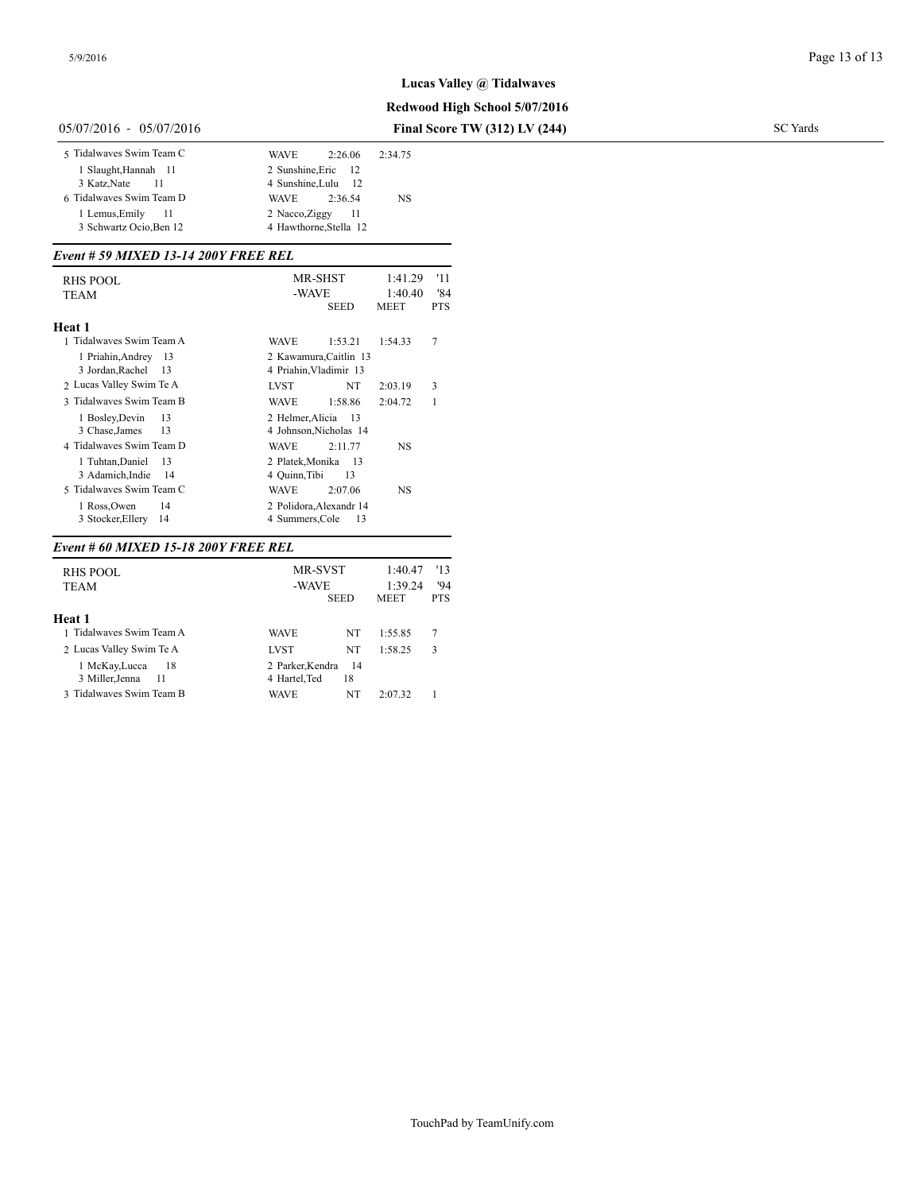**Lucas Valley @ Tidalwaves**

**Redwood High School 5/07/2016**

05/07/2016 - 05/07/2016 **Final Score TW (312) LV (244)** SC Yards

| | | | | |
|---|---|---|---|---|
| 5 Tidalwaves Swim Team C | WAVE | 2:26.06 | 2:34.75 | |
| 1 Slaught,Hannah 11 | 2 Sunshine,Eric 12 | | | |
| 3 Katz,Nate 11 | 4 Sunshine,Lulu 12 | | | |
| 6 Tidalwaves Swim Team D | WAVE | 2:36.54 | NS | |
| 1 Lemus,Emily 11 | 2 Nacco,Ziggy 11 | | | |
| 3 Schwartz Ocio,Ben 12 | 4 Hawthorne,Stella 12 | | | |

### *Event # 59 MIXED 13-14 200Y FREE REL*

| | | | | |
|---|---|---|---|---|
| RHS POOL | MR-SHST | | 1:41.29 | '11 |
| TEAM | -WAVE | | 1:40.40 | '84 |
| | | SEED | MEET | PTS |
| **Heat 1** | | | | |
| 1 Tidalwaves Swim Team A | WAVE | 1:53.21 | 1:54.33 | 7 |
| 1 Priahin,Andrey 13 | 2 Kawamura,Caitlin 13 | | | |
| 3 Jordan,Rachel 13 | 4 Priahin,Vladimir 13 | | | |
| 2 Lucas Valley Swim Te A | LVST | NT | 2:03.19 | 3 |
| 3 Tidalwaves Swim Team B | WAVE | 1:58.86 | 2:04.72 | 1 |
| 1 Bosley,Devin 13 | 2 Helmer,Alicia 13 | | | |
| 3 Chase,James 13 | 4 Johnson,Nicholas 14 | | | |
| 4 Tidalwaves Swim Team D | WAVE | 2:11.77 | NS | |
| 1 Tuhtan,Daniel 13 | 2 Platek,Monika 13 | | | |
| 3 Adamich,Indie 14 | 4 Quinn,Tibi 13 | | | |
| 5 Tidalwaves Swim Team C | WAVE | 2:07.06 | NS | |
| 1 Ross,Owen 14 | 2 Polidora,Alexandr 14 | | | |
| 3 Stocker,Ellery 14 | 4 Summers,Cole 13 | | | |

### *Event # 60 MIXED 15-18 200Y FREE REL*

| | | | | |
|---|---|---|---|---|
| RHS POOL | MR-SVST | | 1:40.47 | '13 |
| TEAM | -WAVE | | 1:39.24 | '94 |
| | | SEED | MEET | PTS |
| **Heat 1** | | | | |
| 1 Tidalwaves Swim Team A | WAVE | NT | 1:55.85 | 7 |
| 2 Lucas Valley Swim Te A | LVST | NT | 1:58.25 | 3 |
| 1 McKay,Lucca 18 | 2 Parker,Kendra 14 | | | |
| 3 Miller,Jenna 11 | 4 Hartel,Ted 18 | | | |
| 3 Tidalwaves Swim Team B | WAVE | NT | 2:07.32 | 1 |